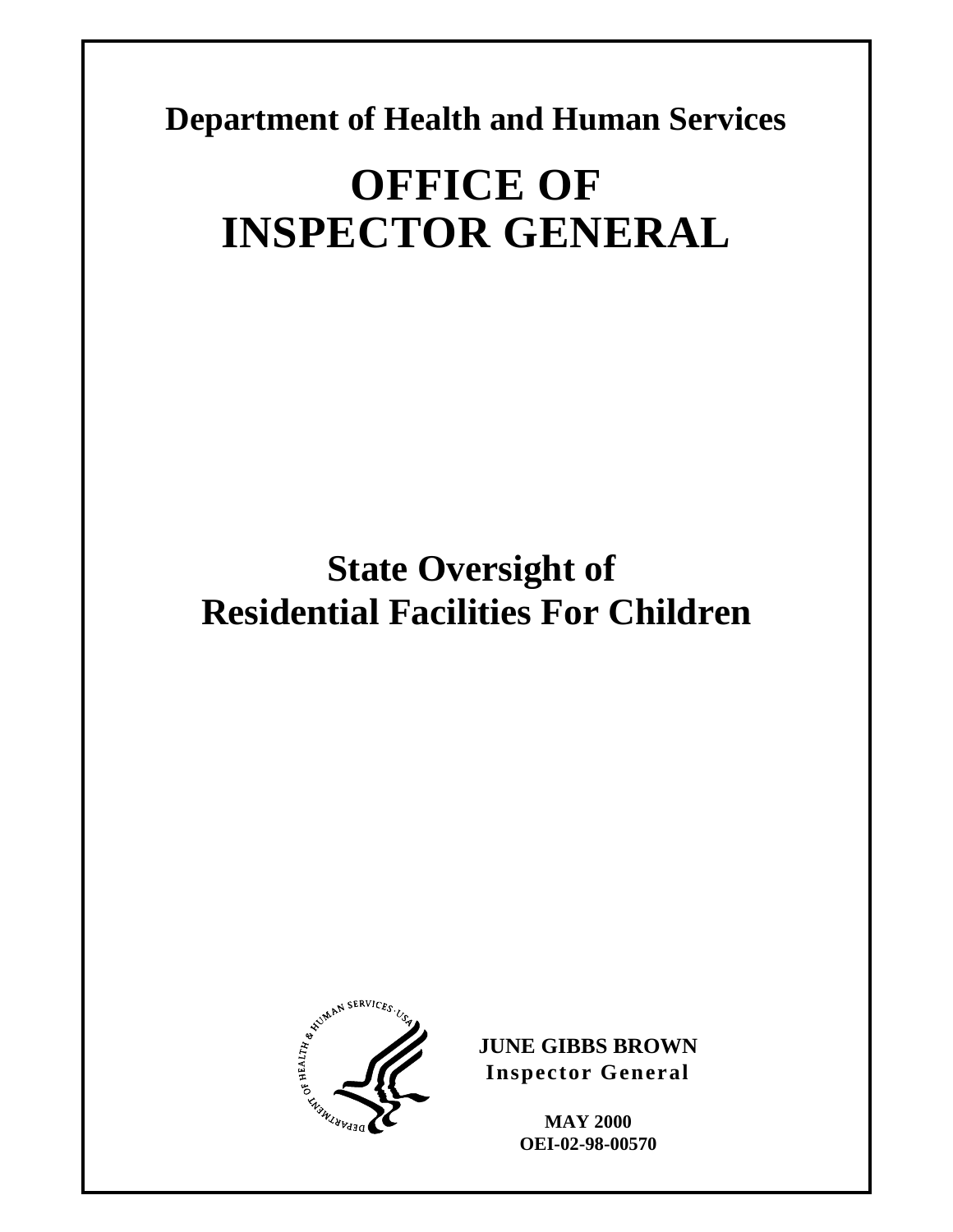**Department of Health and Human Services**

# OFFICE OF INSPECTOR GENERAL

# State Oversight of Residential Facilities For Children

**JUNE GIBBS BROWN**
**Inspector General**

**MAY 2000**
**OEI-02-98-00570**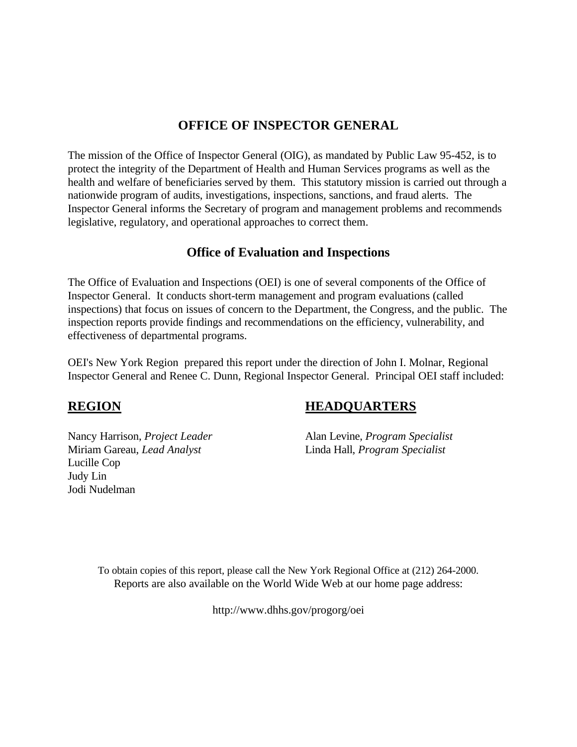## OFFICE OF INSPECTOR GENERAL

The mission of the Office of Inspector General (OIG), as mandated by Public Law 95-452, is to protect the integrity of the Department of Health and Human Services programs as well as the health and welfare of beneficiaries served by them. This statutory mission is carried out through a nationwide program of audits, investigations, inspections, sanctions, and fraud alerts. The Inspector General informs the Secretary of program and management problems and recommends legislative, regulatory, and operational approaches to correct them.

### Office of Evaluation and Inspections

The Office of Evaluation and Inspections (OEI) is one of several components of the Office of Inspector General. It conducts short-term management and program evaluations (called inspections) that focus on issues of concern to the Department, the Congress, and the public. The inspection reports provide findings and recommendations on the efficiency, vulnerability, and effectiveness of departmental programs.

OEI's New York Region prepared this report under the direction of John I. Molnar, Regional Inspector General and Renee C. Dunn, Regional Inspector General. Principal OEI staff included:

**REGION**

Nancy Harrison, *Project Leader*
Miriam Gareau, *Lead Analyst*
Lucille Cop
Judy Lin
Jodi Nudelman

**HEADQUARTERS**

Alan Levine, *Program Specialist*
Linda Hall, *Program Specialist*

To obtain copies of this report, please call the New York Regional Office at (212) 264-2000.
Reports are also available on the World Wide Web at our home page address:

http://www.dhhs.gov/progorg/oei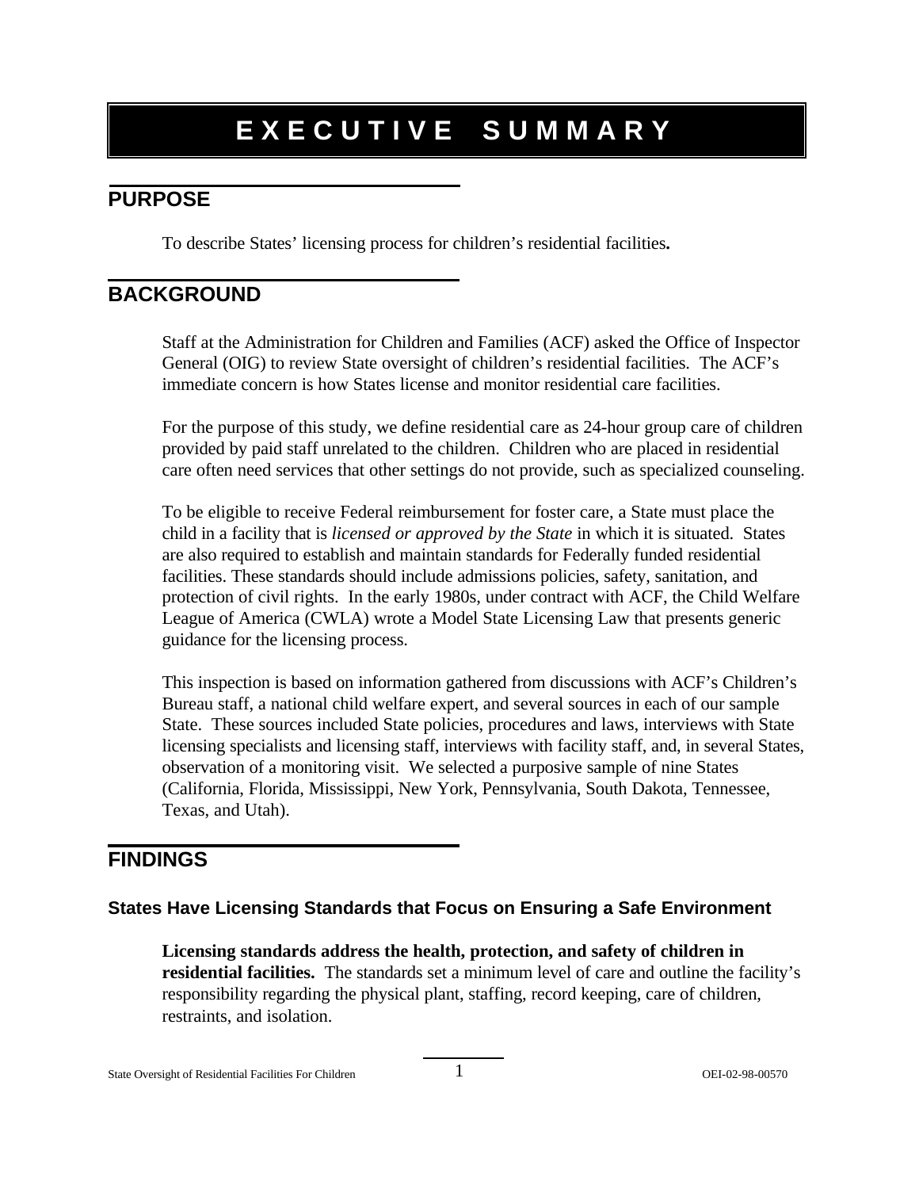# EXECUTIVE SUMMARY

## PURPOSE

To describe States' licensing process for children's residential facilities**.**

## BACKGROUND

Staff at the Administration for Children and Families (ACF) asked the Office of Inspector General (OIG) to review State oversight of children's residential facilities. The ACF's immediate concern is how States license and monitor residential care facilities.

For the purpose of this study, we define residential care as 24-hour group care of children provided by paid staff unrelated to the children. Children who are placed in residential care often need services that other settings do not provide, such as specialized counseling.

To be eligible to receive Federal reimbursement for foster care, a State must place the child in a facility that is *licensed or approved by the State* in which it is situated. States are also required to establish and maintain standards for Federally funded residential facilities. These standards should include admissions policies, safety, sanitation, and protection of civil rights. In the early 1980s, under contract with ACF, the Child Welfare League of America (CWLA) wrote a Model State Licensing Law that presents generic guidance for the licensing process.

This inspection is based on information gathered from discussions with ACF's Children's Bureau staff, a national child welfare expert, and several sources in each of our sample State. These sources included State policies, procedures and laws, interviews with State licensing specialists and licensing staff, interviews with facility staff, and, in several States, observation of a monitoring visit. We selected a purposive sample of nine States (California, Florida, Mississippi, New York, Pennsylvania, South Dakota, Tennessee, Texas, and Utah).

## FINDINGS

### States Have Licensing Standards that Focus on Ensuring a Safe Environment

**Licensing standards address the health, protection, and safety of children in residential facilities.** The standards set a minimum level of care and outline the facility's responsibility regarding the physical plant, staffing, record keeping, care of children, restraints, and isolation.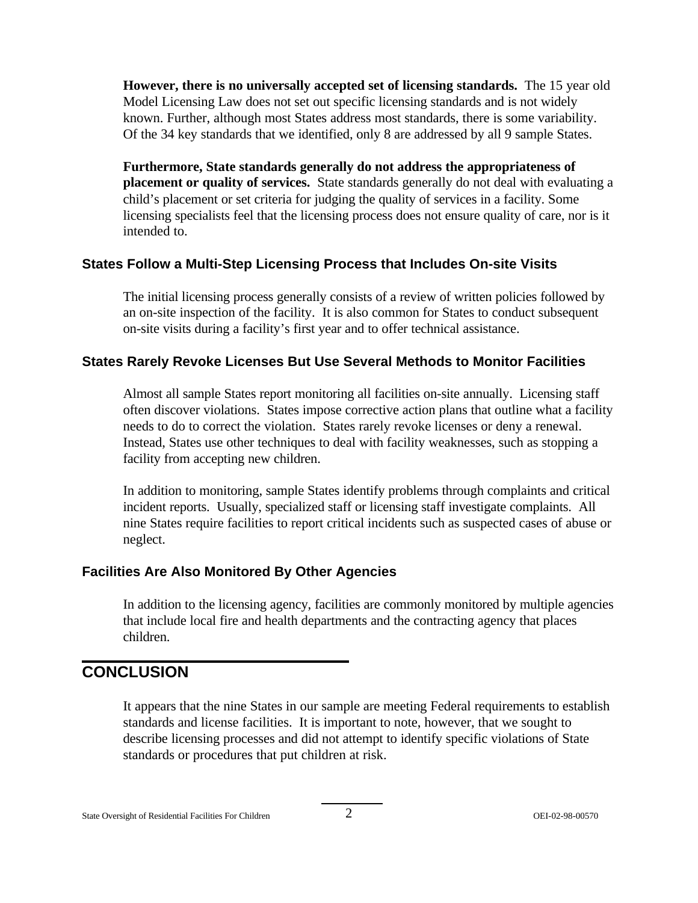**However, there is no universally accepted set of licensing standards.** The 15 year old Model Licensing Law does not set out specific licensing standards and is not widely known. Further, although most States address most standards, there is some variability. Of the 34 key standards that we identified, only 8 are addressed by all 9 sample States.

**Furthermore, State standards generally do not address the appropriateness of placement or quality of services.** State standards generally do not deal with evaluating a child's placement or set criteria for judging the quality of services in a facility. Some licensing specialists feel that the licensing process does not ensure quality of care, nor is it intended to.

### States Follow a Multi-Step Licensing Process that Includes On-site Visits

The initial licensing process generally consists of a review of written policies followed by an on-site inspection of the facility. It is also common for States to conduct subsequent on-site visits during a facility's first year and to offer technical assistance.

### States Rarely Revoke Licenses But Use Several Methods to Monitor Facilities

Almost all sample States report monitoring all facilities on-site annually. Licensing staff often discover violations. States impose corrective action plans that outline what a facility needs to do to correct the violation. States rarely revoke licenses or deny a renewal. Instead, States use other techniques to deal with facility weaknesses, such as stopping a facility from accepting new children.

In addition to monitoring, sample States identify problems through complaints and critical incident reports. Usually, specialized staff or licensing staff investigate complaints. All nine States require facilities to report critical incidents such as suspected cases of abuse or neglect.

### Facilities Are Also Monitored By Other Agencies

In addition to the licensing agency, facilities are commonly monitored by multiple agencies that include local fire and health departments and the contracting agency that places children.

## CONCLUSION

It appears that the nine States in our sample are meeting Federal requirements to establish standards and license facilities. It is important to note, however, that we sought to describe licensing processes and did not attempt to identify specific violations of State standards or procedures that put children at risk.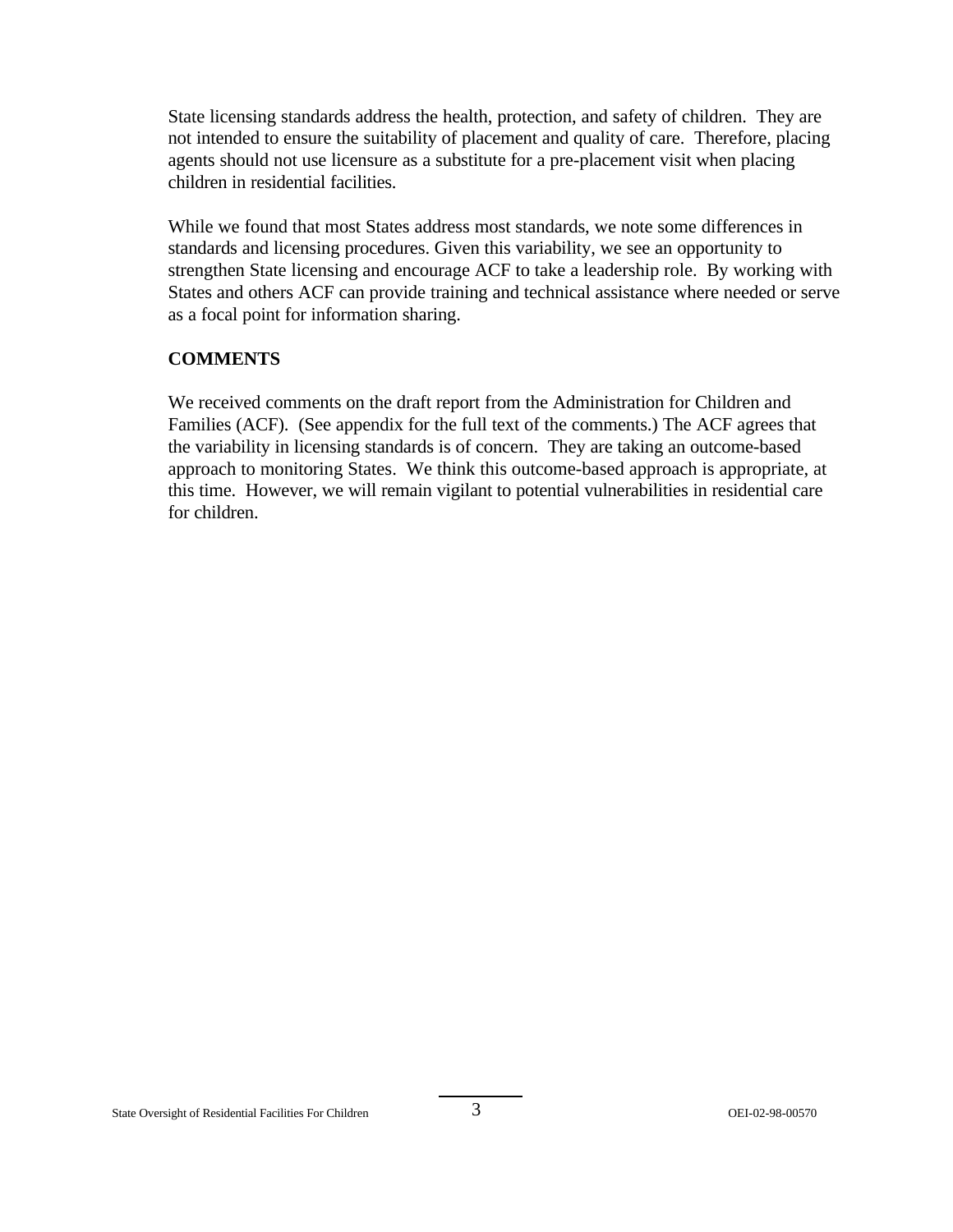State licensing standards address the health, protection, and safety of children. They are not intended to ensure the suitability of placement and quality of care. Therefore, placing agents should not use licensure as a substitute for a pre-placement visit when placing children in residential facilities.

While we found that most States address most standards, we note some differences in standards and licensing procedures. Given this variability, we see an opportunity to strengthen State licensing and encourage ACF to take a leadership role. By working with States and others ACF can provide training and technical assistance where needed or serve as a focal point for information sharing.

## COMMENTS

We received comments on the draft report from the Administration for Children and Families (ACF). (See appendix for the full text of the comments.) The ACF agrees that the variability in licensing standards is of concern. They are taking an outcome-based approach to monitoring States. We think this outcome-based approach is appropriate, at this time. However, we will remain vigilant to potential vulnerabilities in residential care for children.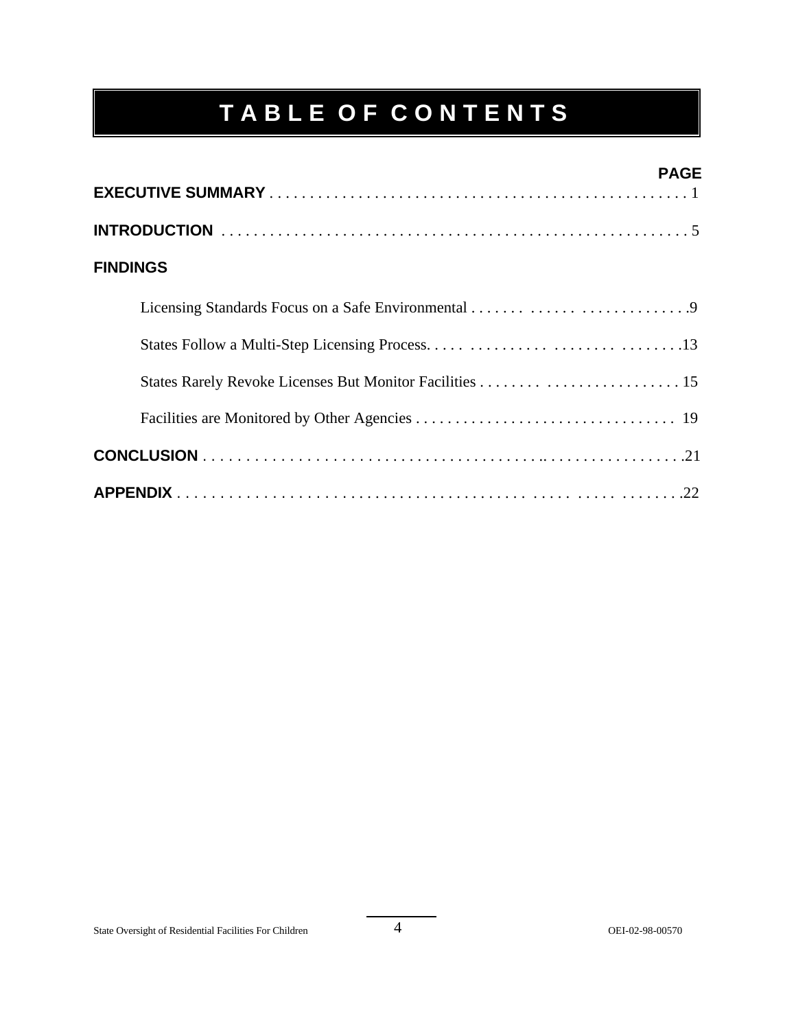# TABLE OF CONTENTS

| | PAGE |
|---|---|
| **EXECUTIVE SUMMARY** | 1 |
| **INTRODUCTION** | 5 |
| **FINDINGS** | |
| Licensing Standards Focus on a Safe Environmental | 9 |
| States Follow a Multi-Step Licensing Process | 13 |
| States Rarely Revoke Licenses But Monitor Facilities | 15 |
| Facilities are Monitored by Other Agencies | 19 |
| **CONCLUSION** | 21 |
| **APPENDIX** | 22 |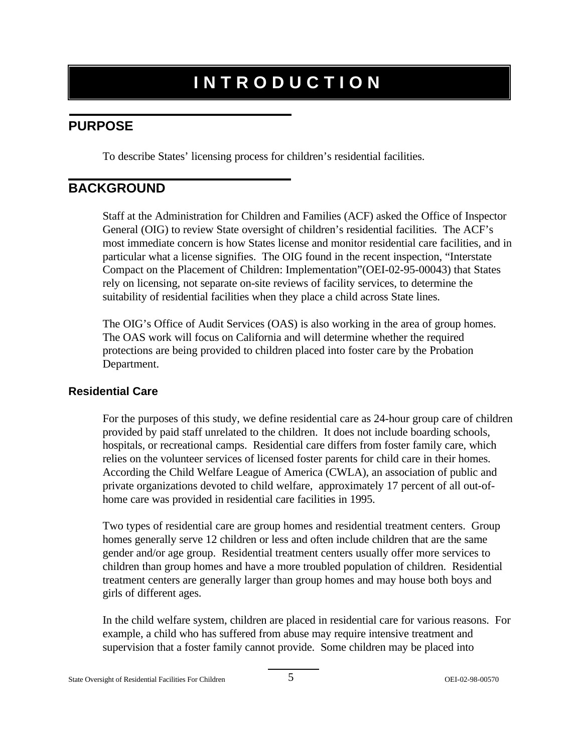# INTRODUCTION

## PURPOSE

To describe States' licensing process for children's residential facilities.

## BACKGROUND

Staff at the Administration for Children and Families (ACF) asked the Office of Inspector General (OIG) to review State oversight of children's residential facilities. The ACF's most immediate concern is how States license and monitor residential care facilities, and in particular what a license signifies. The OIG found in the recent inspection, "Interstate Compact on the Placement of Children: Implementation"(OEI-02-95-00043) that States rely on licensing, not separate on-site reviews of facility services, to determine the suitability of residential facilities when they place a child across State lines.

The OIG's Office of Audit Services (OAS) is also working in the area of group homes. The OAS work will focus on California and will determine whether the required protections are being provided to children placed into foster care by the Probation Department.

### Residential Care

For the purposes of this study, we define residential care as 24-hour group care of children provided by paid staff unrelated to the children. It does not include boarding schools, hospitals, or recreational camps. Residential care differs from foster family care, which relies on the volunteer services of licensed foster parents for child care in their homes. According the Child Welfare League of America (CWLA), an association of public and private organizations devoted to child welfare, approximately 17 percent of all out-of-home care was provided in residential care facilities in 1995.

Two types of residential care are group homes and residential treatment centers. Group homes generally serve 12 children or less and often include children that are the same gender and/or age group. Residential treatment centers usually offer more services to children than group homes and have a more troubled population of children. Residential treatment centers are generally larger than group homes and may house both boys and girls of different ages.

In the child welfare system, children are placed in residential care for various reasons. For example, a child who has suffered from abuse may require intensive treatment and supervision that a foster family cannot provide. Some children may be placed into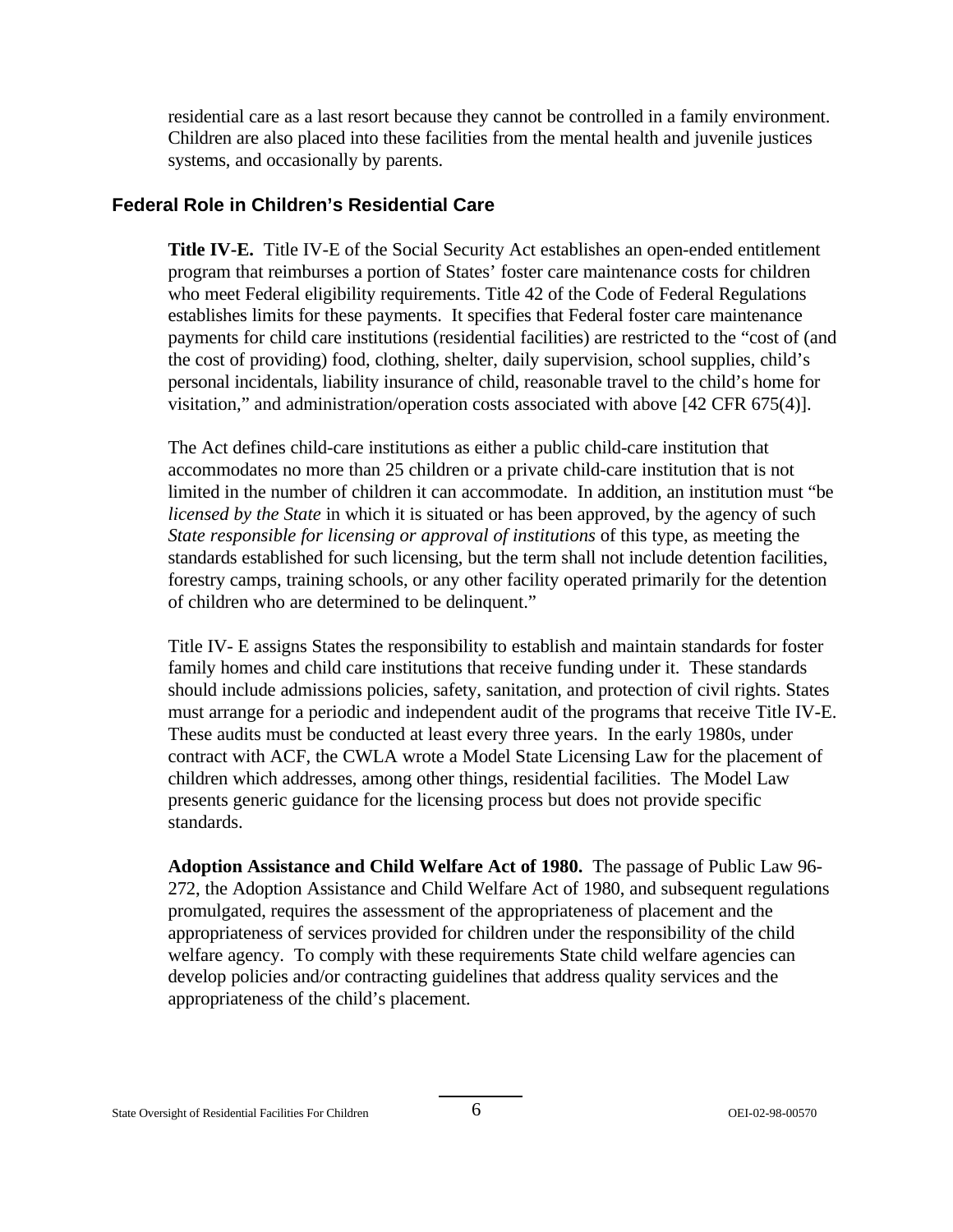residential care as a last resort because they cannot be controlled in a family environment. Children are also placed into these facilities from the mental health and juvenile justices systems, and occasionally by parents.

## Federal Role in Children's Residential Care

**Title IV-E.** Title IV-E of the Social Security Act establishes an open-ended entitlement program that reimburses a portion of States' foster care maintenance costs for children who meet Federal eligibility requirements. Title 42 of the Code of Federal Regulations establishes limits for these payments. It specifies that Federal foster care maintenance payments for child care institutions (residential facilities) are restricted to the "cost of (and the cost of providing) food, clothing, shelter, daily supervision, school supplies, child's personal incidentals, liability insurance of child, reasonable travel to the child's home for visitation," and administration/operation costs associated with above [42 CFR 675(4)].

The Act defines child-care institutions as either a public child-care institution that accommodates no more than 25 children or a private child-care institution that is not limited in the number of children it can accommodate. In addition, an institution must "be *licensed by the State* in which it is situated or has been approved, by the agency of such *State responsible for licensing or approval of institutions* of this type, as meeting the standards established for such licensing, but the term shall not include detention facilities, forestry camps, training schools, or any other facility operated primarily for the detention of children who are determined to be delinquent."

Title IV- E assigns States the responsibility to establish and maintain standards for foster family homes and child care institutions that receive funding under it. These standards should include admissions policies, safety, sanitation, and protection of civil rights. States must arrange for a periodic and independent audit of the programs that receive Title IV-E. These audits must be conducted at least every three years. In the early 1980s, under contract with ACF, the CWLA wrote a Model State Licensing Law for the placement of children which addresses, among other things, residential facilities. The Model Law presents generic guidance for the licensing process but does not provide specific standards.

**Adoption Assistance and Child Welfare Act of 1980.** The passage of Public Law 96-272, the Adoption Assistance and Child Welfare Act of 1980, and subsequent regulations promulgated, requires the assessment of the appropriateness of placement and the appropriateness of services provided for children under the responsibility of the child welfare agency. To comply with these requirements State child welfare agencies can develop policies and/or contracting guidelines that address quality services and the appropriateness of the child's placement.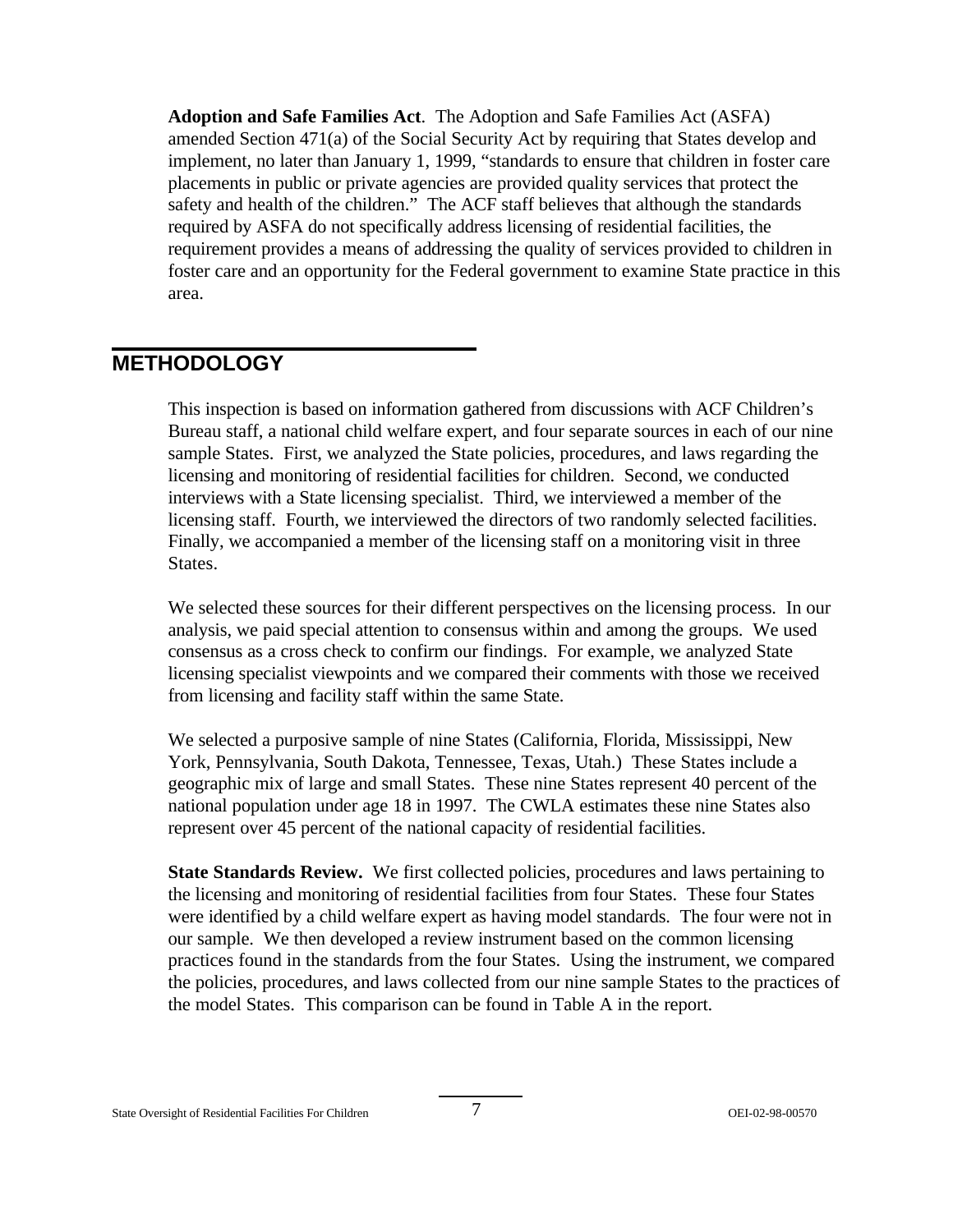**Adoption and Safe Families Act**. The Adoption and Safe Families Act (ASFA) amended Section 471(a) of the Social Security Act by requiring that States develop and implement, no later than January 1, 1999, "standards to ensure that children in foster care placements in public or private agencies are provided quality services that protect the safety and health of the children." The ACF staff believes that although the standards required by ASFA do not specifically address licensing of residential facilities, the requirement provides a means of addressing the quality of services provided to children in foster care and an opportunity for the Federal government to examine State practice in this area.

## METHODOLOGY

This inspection is based on information gathered from discussions with ACF Children's Bureau staff, a national child welfare expert, and four separate sources in each of our nine sample States. First, we analyzed the State policies, procedures, and laws regarding the licensing and monitoring of residential facilities for children. Second, we conducted interviews with a State licensing specialist. Third, we interviewed a member of the licensing staff. Fourth, we interviewed the directors of two randomly selected facilities. Finally, we accompanied a member of the licensing staff on a monitoring visit in three States.

We selected these sources for their different perspectives on the licensing process. In our analysis, we paid special attention to consensus within and among the groups. We used consensus as a cross check to confirm our findings. For example, we analyzed State licensing specialist viewpoints and we compared their comments with those we received from licensing and facility staff within the same State.

We selected a purposive sample of nine States (California, Florida, Mississippi, New York, Pennsylvania, South Dakota, Tennessee, Texas, Utah.) These States include a geographic mix of large and small States. These nine States represent 40 percent of the national population under age 18 in 1997. The CWLA estimates these nine States also represent over 45 percent of the national capacity of residential facilities.

**State Standards Review.** We first collected policies, procedures and laws pertaining to the licensing and monitoring of residential facilities from four States. These four States were identified by a child welfare expert as having model standards. The four were not in our sample. We then developed a review instrument based on the common licensing practices found in the standards from the four States. Using the instrument, we compared the policies, procedures, and laws collected from our nine sample States to the practices of the model States. This comparison can be found in Table A in the report.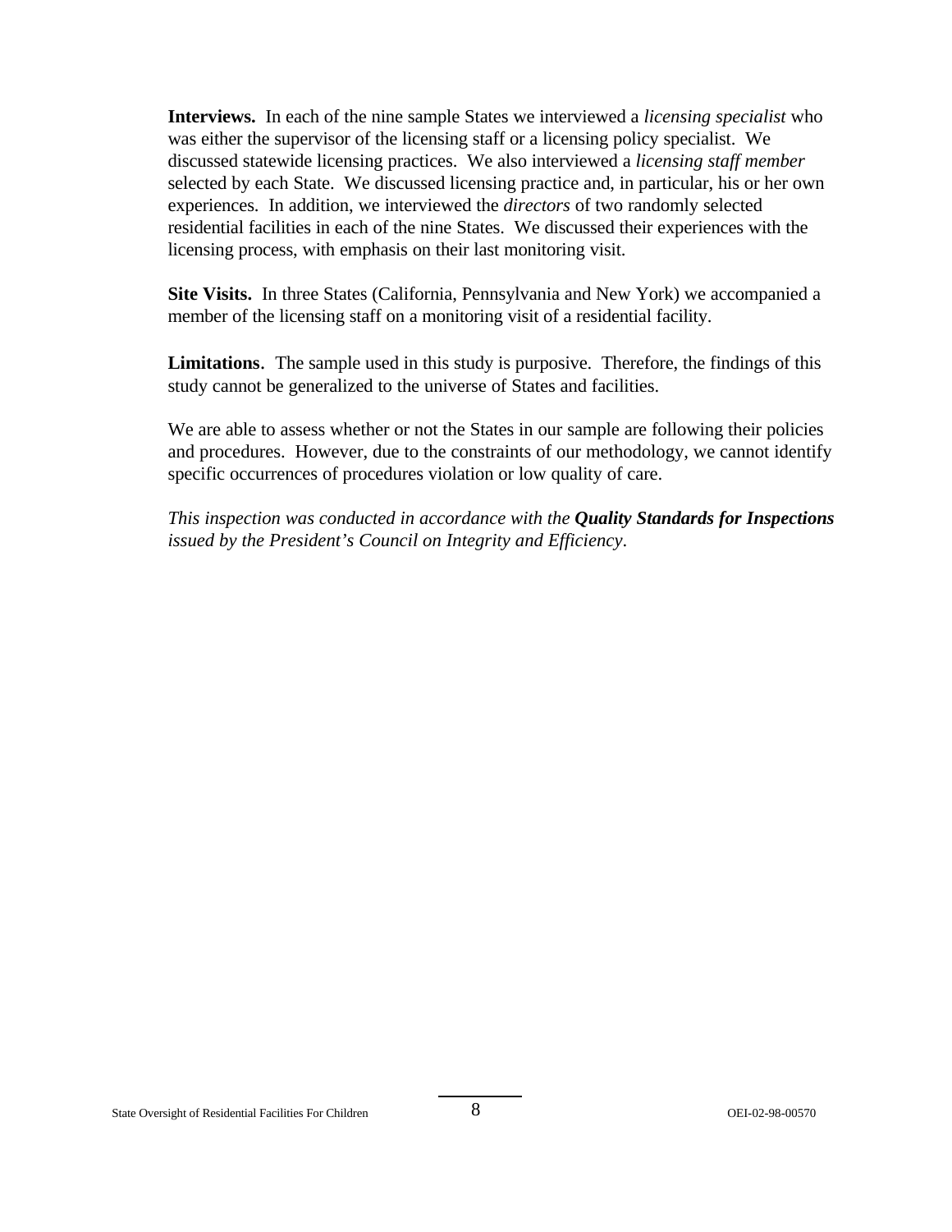**Interviews.** In each of the nine sample States we interviewed a *licensing specialist* who was either the supervisor of the licensing staff or a licensing policy specialist. We discussed statewide licensing practices. We also interviewed a *licensing staff member* selected by each State. We discussed licensing practice and, in particular, his or her own experiences. In addition, we interviewed the *directors* of two randomly selected residential facilities in each of the nine States. We discussed their experiences with the licensing process, with emphasis on their last monitoring visit.

**Site Visits.** In three States (California, Pennsylvania and New York) we accompanied a member of the licensing staff on a monitoring visit of a residential facility.

**Limitations**. The sample used in this study is purposive. Therefore, the findings of this study cannot be generalized to the universe of States and facilities.

We are able to assess whether or not the States in our sample are following their policies and procedures. However, due to the constraints of our methodology, we cannot identify specific occurrences of procedures violation or low quality of care.

*This inspection was conducted in accordance with the **Quality Standards for Inspections** issued by the President's Council on Integrity and Efficiency.*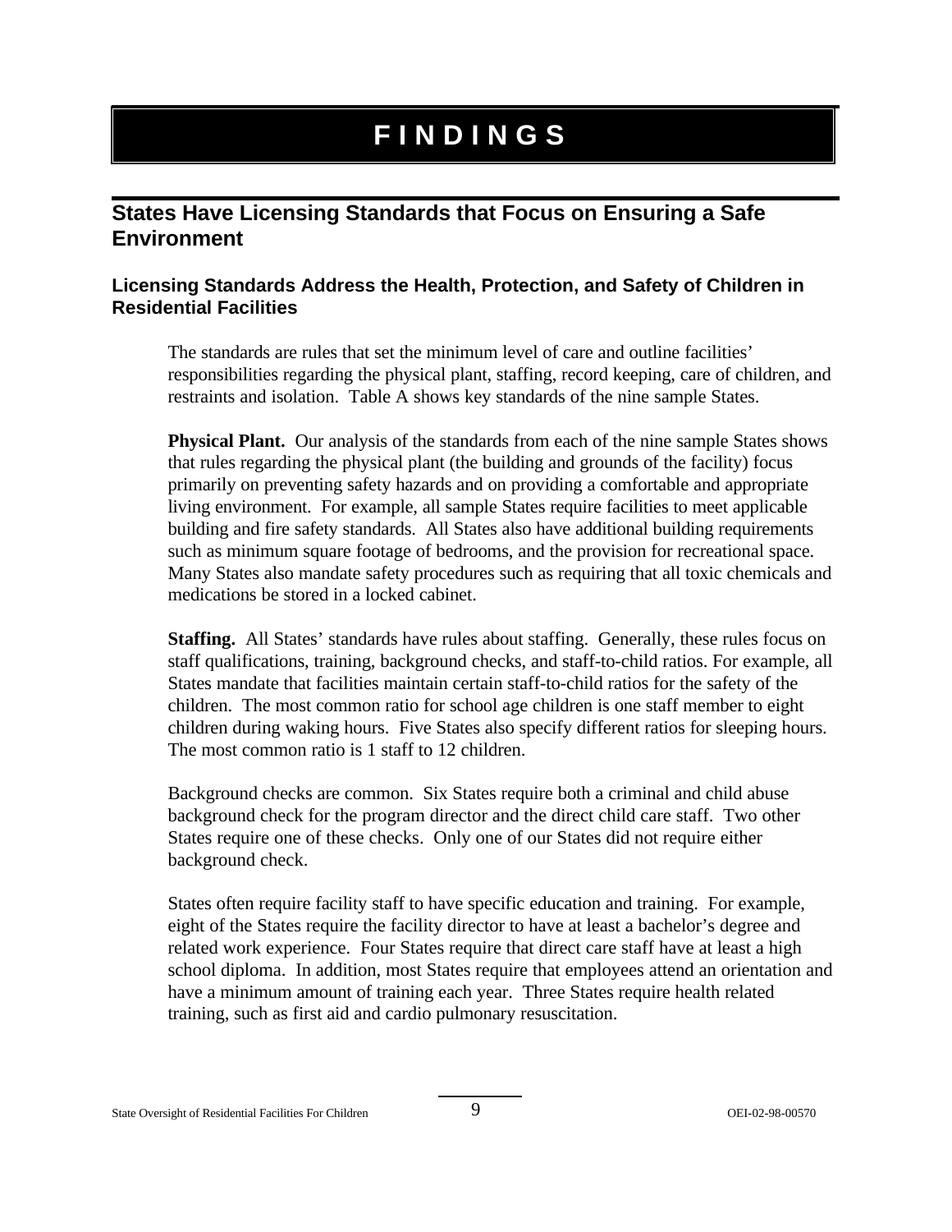# FINDINGS

## States Have Licensing Standards that Focus on Ensuring a Safe Environment

### Licensing Standards Address the Health, Protection, and Safety of Children in Residential Facilities

The standards are rules that set the minimum level of care and outline facilities' responsibilities regarding the physical plant, staffing, record keeping, care of children, and restraints and isolation. Table A shows key standards of the nine sample States.

**Physical Plant.** Our analysis of the standards from each of the nine sample States shows that rules regarding the physical plant (the building and grounds of the facility) focus primarily on preventing safety hazards and on providing a comfortable and appropriate living environment. For example, all sample States require facilities to meet applicable building and fire safety standards. All States also have additional building requirements such as minimum square footage of bedrooms, and the provision for recreational space. Many States also mandate safety procedures such as requiring that all toxic chemicals and medications be stored in a locked cabinet.

**Staffing.** All States' standards have rules about staffing. Generally, these rules focus on staff qualifications, training, background checks, and staff-to-child ratios. For example, all States mandate that facilities maintain certain staff-to-child ratios for the safety of the children. The most common ratio for school age children is one staff member to eight children during waking hours. Five States also specify different ratios for sleeping hours. The most common ratio is 1 staff to 12 children.

Background checks are common. Six States require both a criminal and child abuse background check for the program director and the direct child care staff. Two other States require one of these checks. Only one of our States did not require either background check.

States often require facility staff to have specific education and training. For example, eight of the States require the facility director to have at least a bachelor's degree and related work experience. Four States require that direct care staff have at least a high school diploma. In addition, most States require that employees attend an orientation and have a minimum amount of training each year. Three States require health related training, such as first aid and cardio pulmonary resuscitation.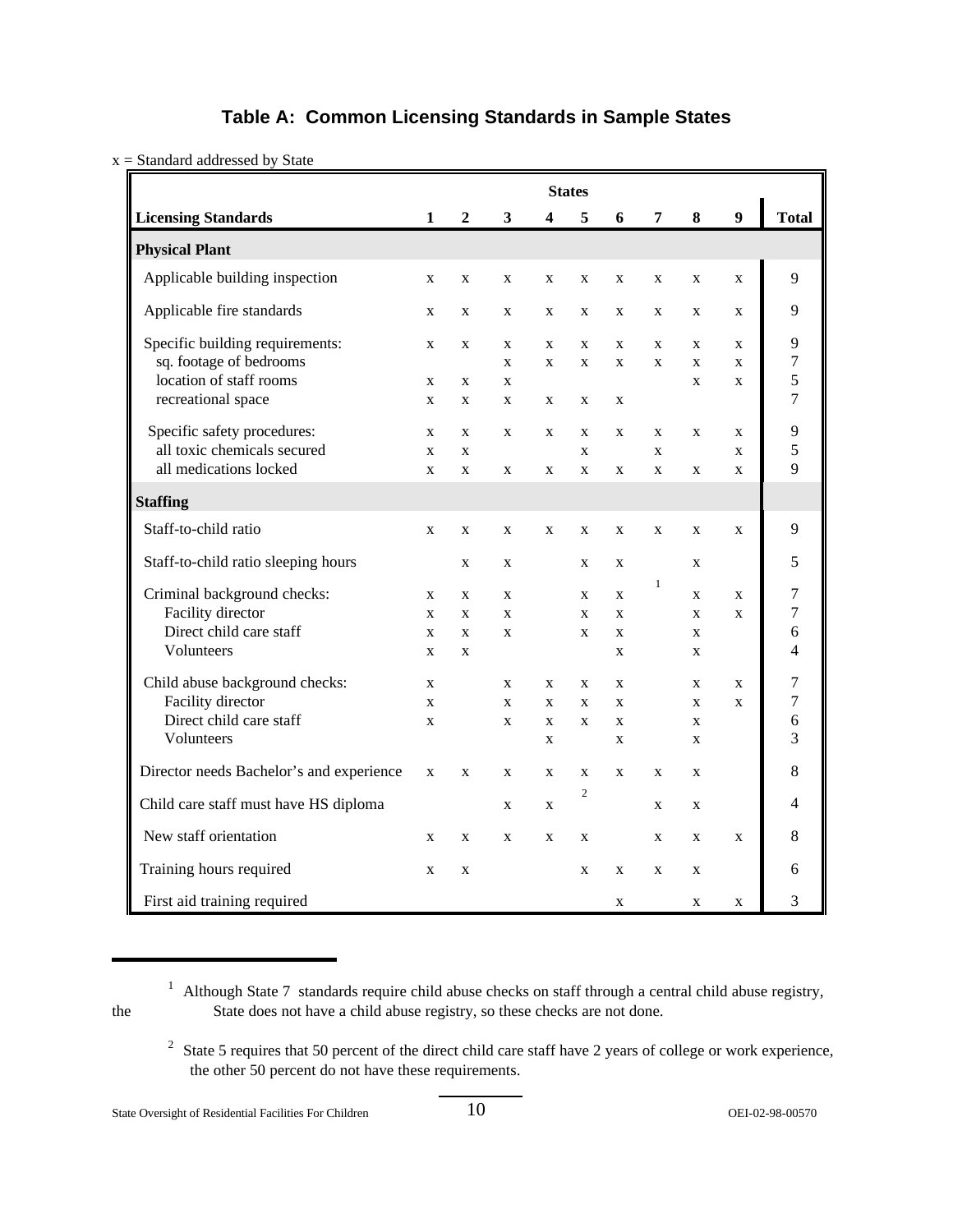## Table A: Common Licensing Standards in Sample States

x = Standard addressed by State

| Licensing Standards | States 1 | 2 | 3 | 4 | 5 | 6 | 7 | 8 | 9 | Total |
|---|---|---|---|---|---|---|---|---|---|---|
| **Physical Plant** | | | | | | | | | | |
| Applicable building inspection | x | x | x | x | x | x | x | x | x | 9 |
| Applicable fire standards | x | x | x | x | x | x | x | x | x | 9 |
| Specific building requirements: | x | x | x | x | x | x | x | x | x | 9 |
| sq. footage of bedrooms | | | x | x | x | x | x | x | x | 7 |
| location of staff rooms | x | x | x | | | | | x | x | 5 |
| recreational space | x | x | x | x | x | x | | | | 7 |
| Specific safety procedures: | x | x | x | x | x | x | x | x | x | 9 |
| all toxic chemicals secured | x | x | | | x | | x | | x | 5 |
| all medications locked | x | x | x | x | x | x | x | x | x | 9 |
| **Staffing** | | | | | | | | | | |
| Staff-to-child ratio | x | x | x | x | x | x | x | x | x | 9 |
| Staff-to-child ratio sleeping hours | | x | x | | x | x | | x | | 5 |
| Criminal background checks: | x | x | x | | x | x | [1] | x | x | 7 |
| Facility director | x | x | x | | x | x | | x | x | 7 |
| Direct child care staff | x | x | x | | x | x | | x | | 6 |
| Volunteers | x | x | | | | x | | x | | 4 |
| Child abuse background checks: | x | | x | x | x | x | | x | x | 7 |
| Facility director | x | | x | x | x | x | | x | x | 7 |
| Direct child care staff | x | | x | x | x | x | | x | | 6 |
| Volunteers | | | | x | | x | | x | | 3 |
| Director needs Bachelor's and experience | x | x | x | x | x | x | x | x | | 8 |
| Child care staff must have HS diploma | | | x | x | [2] | | x | x | | 4 |
| New staff orientation | x | x | x | x | x | | x | x | x | 8 |
| Training hours required | x | x | | | x | x | x | x | | 6 |
| First aid training required | | | | | | x | | x | x | 3 |

[1] Although State 7 standards require child abuse checks on staff through a central child abuse registry, the State does not have a child abuse registry, so these checks are not done.

[2] State 5 requires that 50 percent of the direct child care staff have 2 years of college or work experience, the other 50 percent do not have these requirements.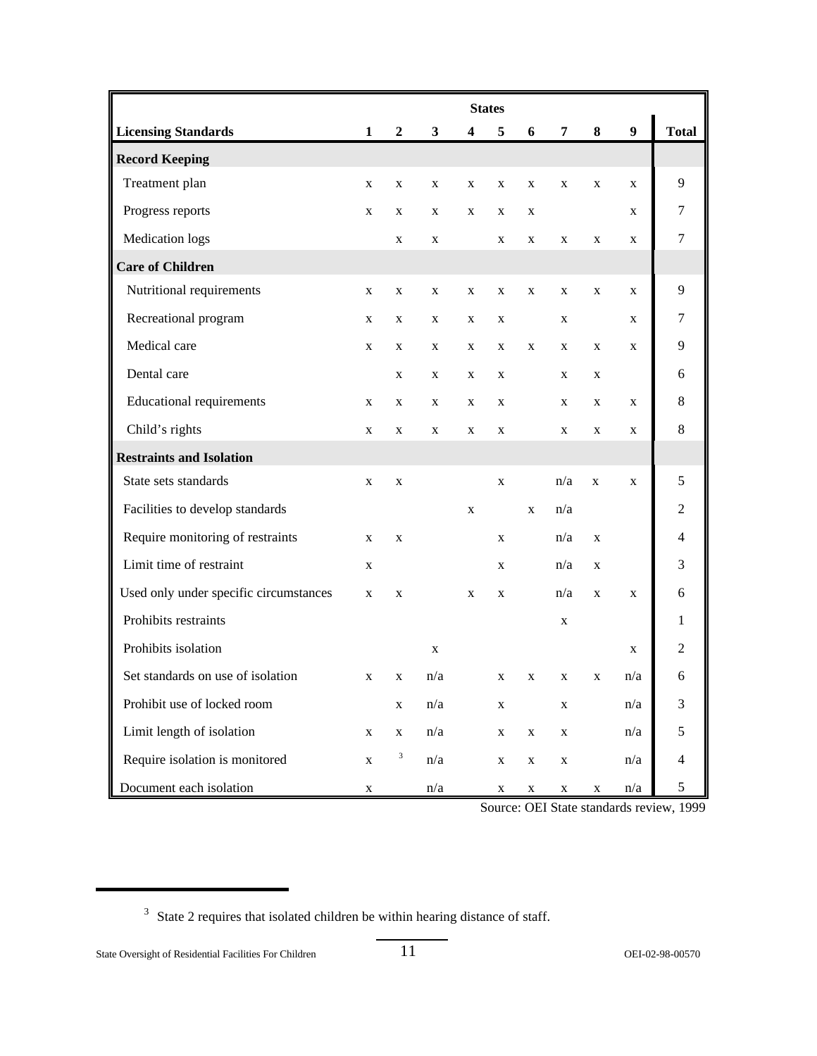| | States | | | | | | | | | |
|---|---|---|---|---|---|---|---|---|---|---|
| **Licensing Standards** | **1** | **2** | **3** | **4** | **5** | **6** | **7** | **8** | **9** | **Total** |
| **Record Keeping** | | | | | | | | | | |
| Treatment plan | x | x | x | x | x | x | x | x | x | 9 |
| Progress reports | x | x | x | x | x | x | | | x | 7 |
| Medication logs | | x | x | | x | x | x | x | x | 7 |
| **Care of Children** | | | | | | | | | | |
| Nutritional requirements | x | x | x | x | x | x | x | x | x | 9 |
| Recreational program | x | x | x | x | x | | x | | x | 7 |
| Medical care | x | x | x | x | x | x | x | x | x | 9 |
| Dental care | | x | x | x | x | | x | x | | 6 |
| Educational requirements | x | x | x | x | x | | x | x | x | 8 |
| Child's rights | x | x | x | x | x | | x | x | x | 8 |
| **Restraints and Isolation** | | | | | | | | | | |
| State sets standards | x | x | | | x | | n/a | x | x | 5 |
| Facilities to develop standards | | | | x | | x | n/a | | | 2 |
| Require monitoring of restraints | x | x | | | x | | n/a | x | | 4 |
| Limit time of restraint | x | | | | x | | n/a | x | | 3 |
| Used only under specific circumstances | x | x | | x | x | | n/a | x | x | 6 |
| Prohibits restraints | | | | | | | x | | | 1 |
| Prohibits isolation | | | x | | | | | | x | 2 |
| Set standards on use of isolation | x | x | n/a | | x | x | x | x | n/a | 6 |
| Prohibit use of locked room | | x | n/a | | x | | x | | n/a | 3 |
| Limit length of isolation | x | x | n/a | | x | x | x | | n/a | 5 |
| Require isolation is monitored | x | [3] | n/a | | x | x | x | | n/a | 4 |
| Document each isolation | x | | n/a | | x | x | x | x | n/a | 5 |

Source: OEI State standards review, 1999

[3] State 2 requires that isolated children be within hearing distance of staff.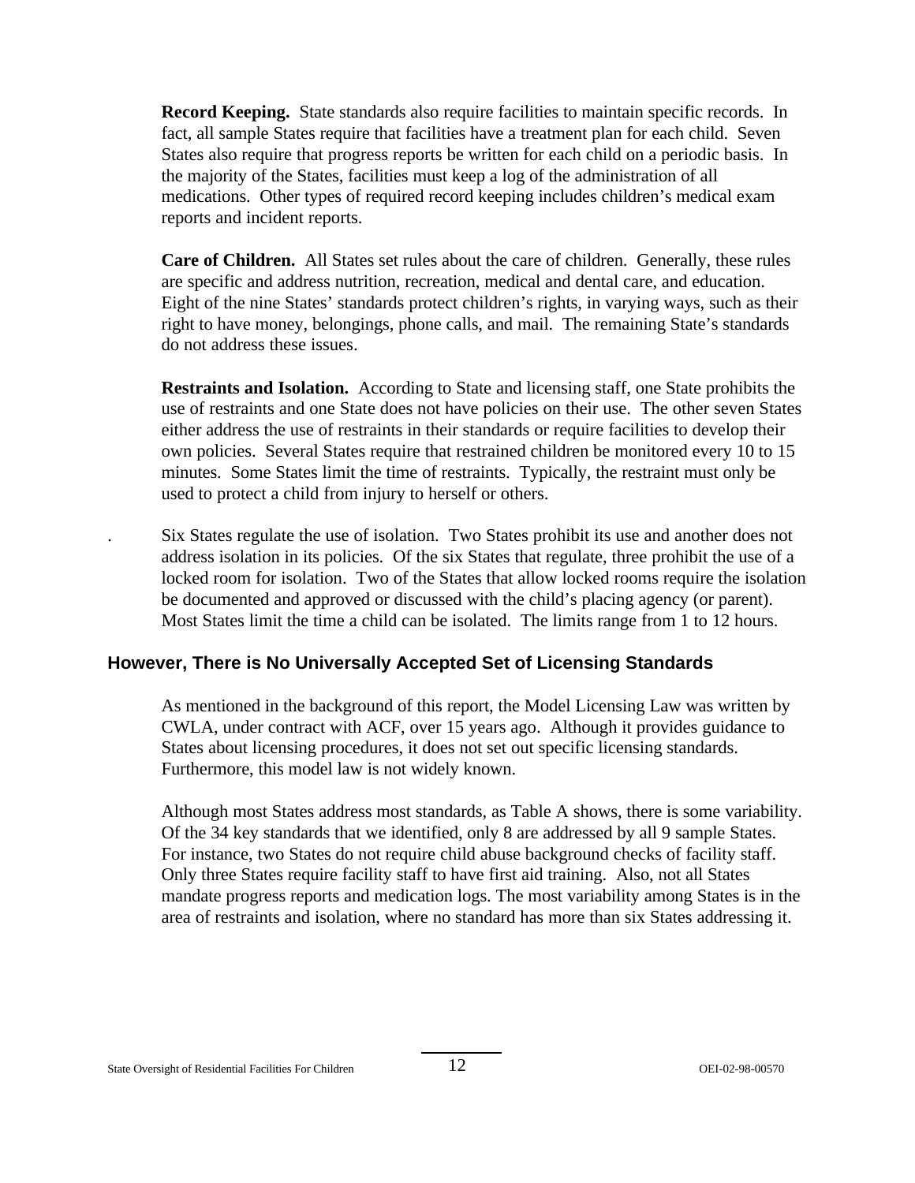**Record Keeping.** State standards also require facilities to maintain specific records. In fact, all sample States require that facilities have a treatment plan for each child. Seven States also require that progress reports be written for each child on a periodic basis. In the majority of the States, facilities must keep a log of the administration of all medications. Other types of required record keeping includes children's medical exam reports and incident reports.

**Care of Children.** All States set rules about the care of children. Generally, these rules are specific and address nutrition, recreation, medical and dental care, and education. Eight of the nine States' standards protect children's rights, in varying ways, such as their right to have money, belongings, phone calls, and mail. The remaining State's standards do not address these issues.

**Restraints and Isolation.** According to State and licensing staff, one State prohibits the use of restraints and one State does not have policies on their use. The other seven States either address the use of restraints in their standards or require facilities to develop their own policies. Several States require that restrained children be monitored every 10 to 15 minutes. Some States limit the time of restraints. Typically, the restraint must only be used to protect a child from injury to herself or others.

Six States regulate the use of isolation. Two States prohibit its use and another does not address isolation in its policies. Of the six States that regulate, three prohibit the use of a locked room for isolation. Two of the States that allow locked rooms require the isolation be documented and approved or discussed with the child's placing agency (or parent). Most States limit the time a child can be isolated. The limits range from 1 to 12 hours.

## However, There is No Universally Accepted Set of Licensing Standards

As mentioned in the background of this report, the Model Licensing Law was written by CWLA, under contract with ACF, over 15 years ago. Although it provides guidance to States about licensing procedures, it does not set out specific licensing standards. Furthermore, this model law is not widely known.

Although most States address most standards, as Table A shows, there is some variability. Of the 34 key standards that we identified, only 8 are addressed by all 9 sample States. For instance, two States do not require child abuse background checks of facility staff. Only three States require facility staff to have first aid training. Also, not all States mandate progress reports and medication logs. The most variability among States is in the area of restraints and isolation, where no standard has more than six States addressing it.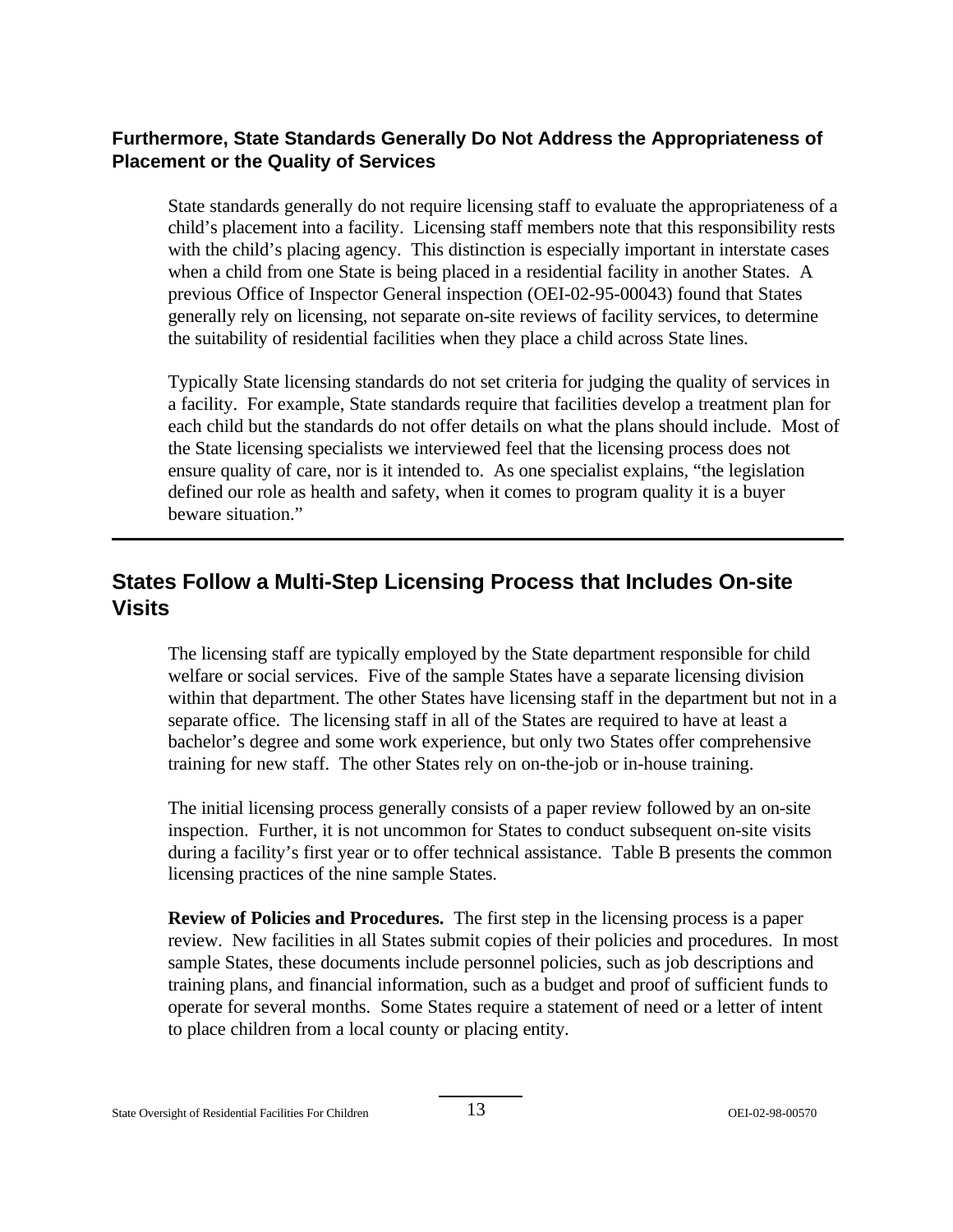### Furthermore, State Standards Generally Do Not Address the Appropriateness of Placement or the Quality of Services

State standards generally do not require licensing staff to evaluate the appropriateness of a child's placement into a facility. Licensing staff members note that this responsibility rests with the child's placing agency. This distinction is especially important in interstate cases when a child from one State is being placed in a residential facility in another States. A previous Office of Inspector General inspection (OEI-02-95-00043) found that States generally rely on licensing, not separate on-site reviews of facility services, to determine the suitability of residential facilities when they place a child across State lines.

Typically State licensing standards do not set criteria for judging the quality of services in a facility. For example, State standards require that facilities develop a treatment plan for each child but the standards do not offer details on what the plans should include. Most of the State licensing specialists we interviewed feel that the licensing process does not ensure quality of care, nor is it intended to. As one specialist explains, "the legislation defined our role as health and safety, when it comes to program quality it is a buyer beware situation."

## States Follow a Multi-Step Licensing Process that Includes On-site Visits

The licensing staff are typically employed by the State department responsible for child welfare or social services. Five of the sample States have a separate licensing division within that department. The other States have licensing staff in the department but not in a separate office. The licensing staff in all of the States are required to have at least a bachelor's degree and some work experience, but only two States offer comprehensive training for new staff. The other States rely on on-the-job or in-house training.

The initial licensing process generally consists of a paper review followed by an on-site inspection. Further, it is not uncommon for States to conduct subsequent on-site visits during a facility's first year or to offer technical assistance. Table B presents the common licensing practices of the nine sample States.

**Review of Policies and Procedures.** The first step in the licensing process is a paper review. New facilities in all States submit copies of their policies and procedures. In most sample States, these documents include personnel policies, such as job descriptions and training plans, and financial information, such as a budget and proof of sufficient funds to operate for several months. Some States require a statement of need or a letter of intent to place children from a local county or placing entity.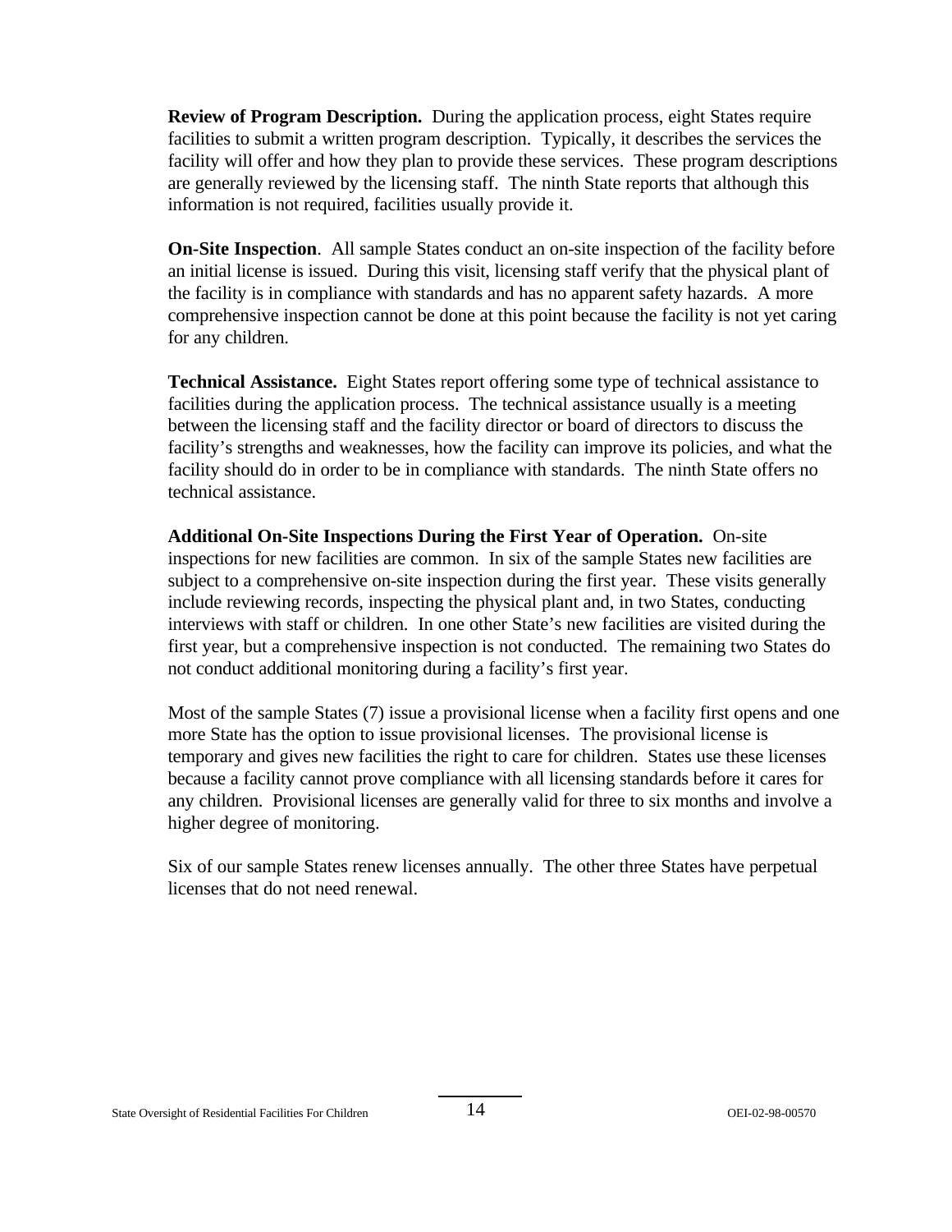**Review of Program Description.** During the application process, eight States require facilities to submit a written program description. Typically, it describes the services the facility will offer and how they plan to provide these services. These program descriptions are generally reviewed by the licensing staff. The ninth State reports that although this information is not required, facilities usually provide it.

**On-Site Inspection**. All sample States conduct an on-site inspection of the facility before an initial license is issued. During this visit, licensing staff verify that the physical plant of the facility is in compliance with standards and has no apparent safety hazards. A more comprehensive inspection cannot be done at this point because the facility is not yet caring for any children.

**Technical Assistance.** Eight States report offering some type of technical assistance to facilities during the application process. The technical assistance usually is a meeting between the licensing staff and the facility director or board of directors to discuss the facility's strengths and weaknesses, how the facility can improve its policies, and what the facility should do in order to be in compliance with standards. The ninth State offers no technical assistance.

**Additional On-Site Inspections During the First Year of Operation.** On-site inspections for new facilities are common. In six of the sample States new facilities are subject to a comprehensive on-site inspection during the first year. These visits generally include reviewing records, inspecting the physical plant and, in two States, conducting interviews with staff or children. In one other State's new facilities are visited during the first year, but a comprehensive inspection is not conducted. The remaining two States do not conduct additional monitoring during a facility's first year.

Most of the sample States (7) issue a provisional license when a facility first opens and one more State has the option to issue provisional licenses. The provisional license is temporary and gives new facilities the right to care for children. States use these licenses because a facility cannot prove compliance with all licensing standards before it cares for any children. Provisional licenses are generally valid for three to six months and involve a higher degree of monitoring.

Six of our sample States renew licenses annually. The other three States have perpetual licenses that do not need renewal.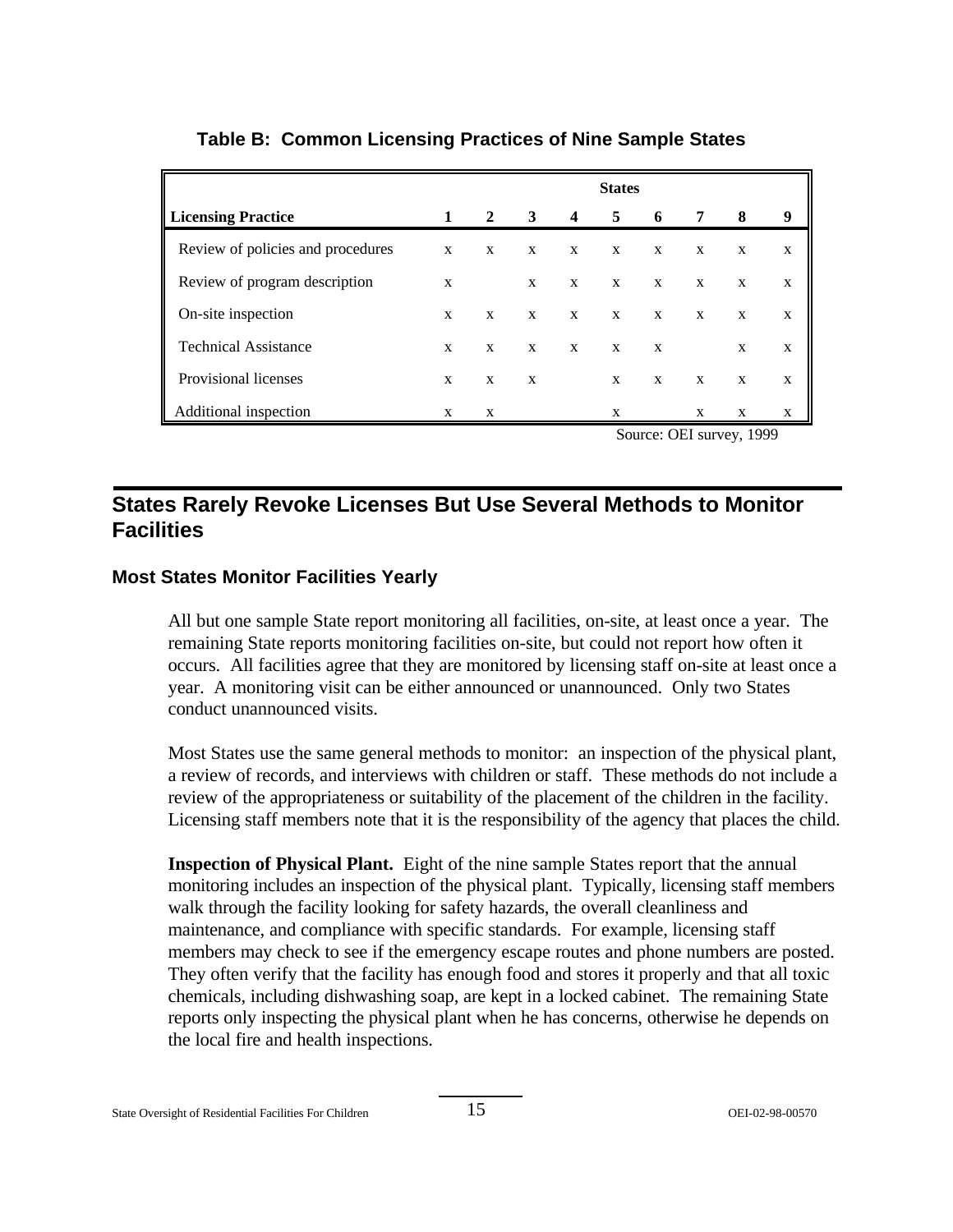**Table B: Common Licensing Practices of Nine Sample States**

| | States | | | | | | | | |
|---|---|---|---|---|---|---|---|---|---|
| **Licensing Practice** | **1** | **2** | **3** | **4** | **5** | **6** | **7** | **8** | **9** |
| Review of policies and procedures | x | x | x | x | x | x | x | x | x |
| Review of program description | x | | x | x | x | x | x | x | x |
| On-site inspection | x | x | x | x | x | x | x | x | x |
| Technical Assistance | x | x | x | x | x | x | | x | x |
| Provisional licenses | x | x | x | | x | x | x | x | x |
| Additional inspection | x | x | | | x | | x | x | x |

Source: OEI survey, 1999

## States Rarely Revoke Licenses But Use Several Methods to Monitor Facilities

### Most States Monitor Facilities Yearly

All but one sample State report monitoring all facilities, on-site, at least once a year. The remaining State reports monitoring facilities on-site, but could not report how often it occurs. All facilities agree that they are monitored by licensing staff on-site at least once a year. A monitoring visit can be either announced or unannounced. Only two States conduct unannounced visits.

Most States use the same general methods to monitor: an inspection of the physical plant, a review of records, and interviews with children or staff. These methods do not include a review of the appropriateness or suitability of the placement of the children in the facility. Licensing staff members note that it is the responsibility of the agency that places the child.

**Inspection of Physical Plant.** Eight of the nine sample States report that the annual monitoring includes an inspection of the physical plant. Typically, licensing staff members walk through the facility looking for safety hazards, the overall cleanliness and maintenance, and compliance with specific standards. For example, licensing staff members may check to see if the emergency escape routes and phone numbers are posted. They often verify that the facility has enough food and stores it properly and that all toxic chemicals, including dishwashing soap, are kept in a locked cabinet. The remaining State reports only inspecting the physical plant when he has concerns, otherwise he depends on the local fire and health inspections.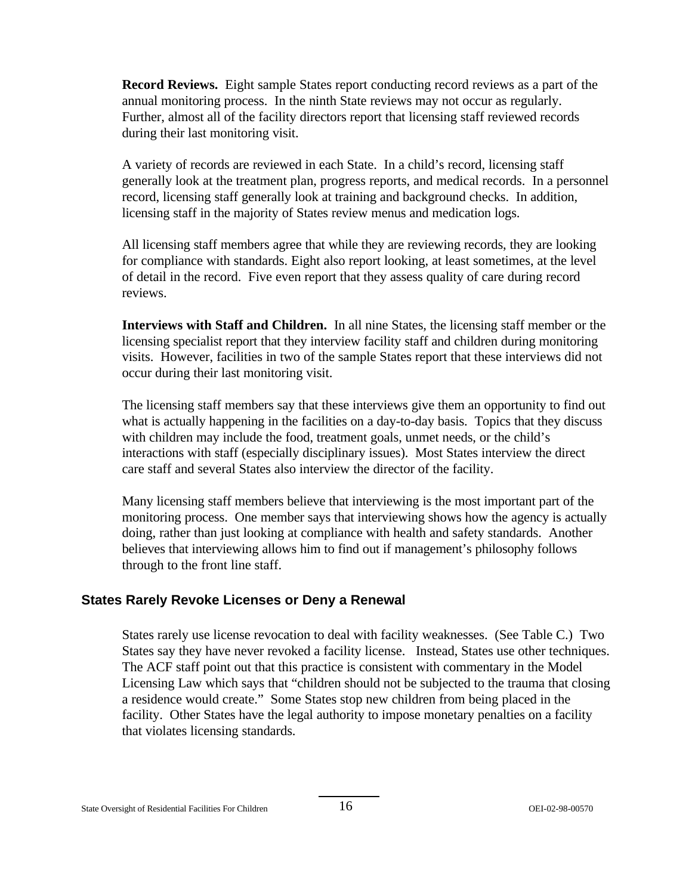**Record Reviews.** Eight sample States report conducting record reviews as a part of the annual monitoring process. In the ninth State reviews may not occur as regularly. Further, almost all of the facility directors report that licensing staff reviewed records during their last monitoring visit.

A variety of records are reviewed in each State. In a child's record, licensing staff generally look at the treatment plan, progress reports, and medical records. In a personnel record, licensing staff generally look at training and background checks. In addition, licensing staff in the majority of States review menus and medication logs.

All licensing staff members agree that while they are reviewing records, they are looking for compliance with standards. Eight also report looking, at least sometimes, at the level of detail in the record. Five even report that they assess quality of care during record reviews.

**Interviews with Staff and Children.** In all nine States, the licensing staff member or the licensing specialist report that they interview facility staff and children during monitoring visits. However, facilities in two of the sample States report that these interviews did not occur during their last monitoring visit.

The licensing staff members say that these interviews give them an opportunity to find out what is actually happening in the facilities on a day-to-day basis. Topics that they discuss with children may include the food, treatment goals, unmet needs, or the child's interactions with staff (especially disciplinary issues). Most States interview the direct care staff and several States also interview the director of the facility.

Many licensing staff members believe that interviewing is the most important part of the monitoring process. One member says that interviewing shows how the agency is actually doing, rather than just looking at compliance with health and safety standards. Another believes that interviewing allows him to find out if management's philosophy follows through to the front line staff.

## States Rarely Revoke Licenses or Deny a Renewal

States rarely use license revocation to deal with facility weaknesses. (See Table C.) Two States say they have never revoked a facility license. Instead, States use other techniques. The ACF staff point out that this practice is consistent with commentary in the Model Licensing Law which says that "children should not be subjected to the trauma that closing a residence would create." Some States stop new children from being placed in the facility. Other States have the legal authority to impose monetary penalties on a facility that violates licensing standards.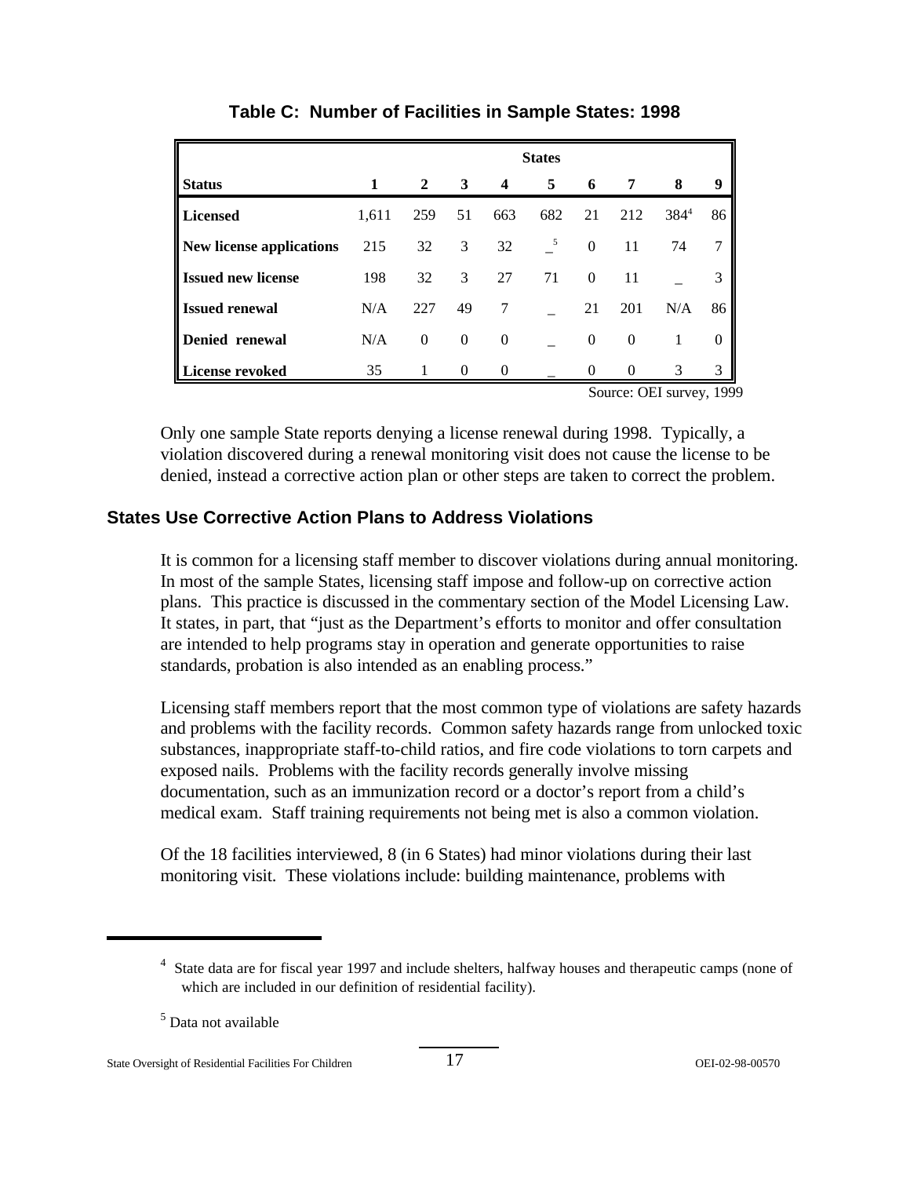**Table C: Number of Facilities in Sample States: 1998**

| | States | | | | | | | | |
|---|---|---|---|---|---|---|---|---|---|
| **Status** | **1** | **2** | **3** | **4** | **5** | **6** | **7** | **8** | **9** |
| **Licensed** | 1,611 | 259 | 51 | 663 | 682 | 21 | 212 | 384[4] | 86 |
| **New license applications** | 215 | 32 | 3 | 32 | _[5] | 0 | 11 | 74 | 7 |
| **Issued new license** | 198 | 32 | 3 | 27 | 71 | 0 | 11 | _ | 3 |
| **Issued renewal** | N/A | 227 | 49 | 7 | _ | 21 | 201 | N/A | 86 |
| **Denied renewal** | N/A | 0 | 0 | 0 | _ | 0 | 0 | 1 | 0 |
| **License revoked** | 35 | 1 | 0 | 0 | _ | 0 | 0 | 3 | 3 |

Source: OEI survey, 1999

Only one sample State reports denying a license renewal during 1998. Typically, a violation discovered during a renewal monitoring visit does not cause the license to be denied, instead a corrective action plan or other steps are taken to correct the problem.

## States Use Corrective Action Plans to Address Violations

It is common for a licensing staff member to discover violations during annual monitoring. In most of the sample States, licensing staff impose and follow-up on corrective action plans. This practice is discussed in the commentary section of the Model Licensing Law. It states, in part, that "just as the Department's efforts to monitor and offer consultation are intended to help programs stay in operation and generate opportunities to raise standards, probation is also intended as an enabling process."

Licensing staff members report that the most common type of violations are safety hazards and problems with the facility records. Common safety hazards range from unlocked toxic substances, inappropriate staff-to-child ratios, and fire code violations to torn carpets and exposed nails. Problems with the facility records generally involve missing documentation, such as an immunization record or a doctor's report from a child's medical exam. Staff training requirements not being met is also a common violation.

Of the 18 facilities interviewed, 8 (in 6 States) had minor violations during their last monitoring visit. These violations include: building maintenance, problems with

---

[4] State data are for fiscal year 1997 and include shelters, halfway houses and therapeutic camps (none of which are included in our definition of residential facility).

[5] Data not available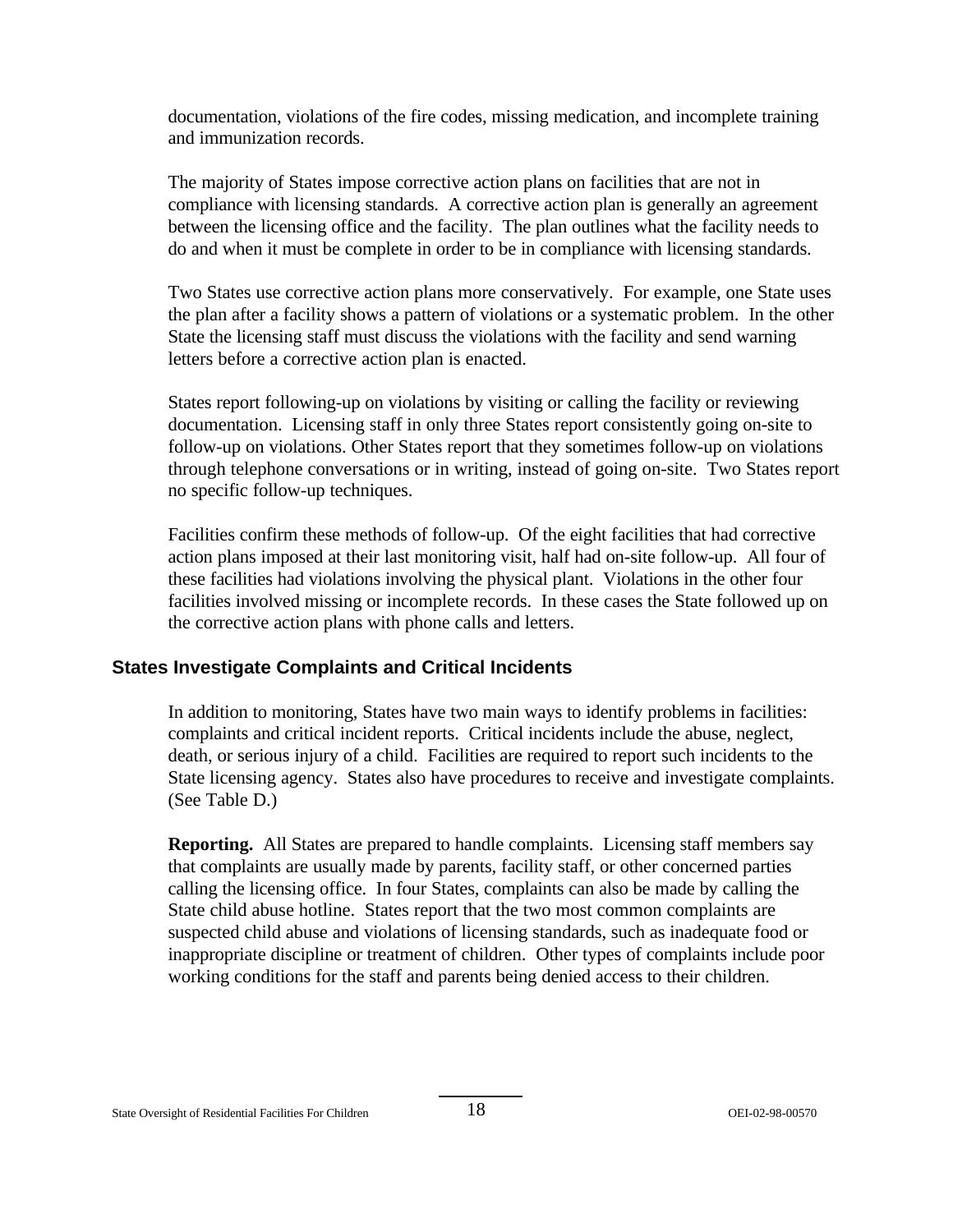documentation, violations of the fire codes, missing medication, and incomplete training and immunization records.

The majority of States impose corrective action plans on facilities that are not in compliance with licensing standards. A corrective action plan is generally an agreement between the licensing office and the facility. The plan outlines what the facility needs to do and when it must be complete in order to be in compliance with licensing standards.

Two States use corrective action plans more conservatively. For example, one State uses the plan after a facility shows a pattern of violations or a systematic problem. In the other State the licensing staff must discuss the violations with the facility and send warning letters before a corrective action plan is enacted.

States report following-up on violations by visiting or calling the facility or reviewing documentation. Licensing staff in only three States report consistently going on-site to follow-up on violations. Other States report that they sometimes follow-up on violations through telephone conversations or in writing, instead of going on-site. Two States report no specific follow-up techniques.

Facilities confirm these methods of follow-up. Of the eight facilities that had corrective action plans imposed at their last monitoring visit, half had on-site follow-up. All four of these facilities had violations involving the physical plant. Violations in the other four facilities involved missing or incomplete records. In these cases the State followed up on the corrective action plans with phone calls and letters.

## States Investigate Complaints and Critical Incidents

In addition to monitoring, States have two main ways to identify problems in facilities: complaints and critical incident reports. Critical incidents include the abuse, neglect, death, or serious injury of a child. Facilities are required to report such incidents to the State licensing agency. States also have procedures to receive and investigate complaints. (See Table D.)

**Reporting.** All States are prepared to handle complaints. Licensing staff members say that complaints are usually made by parents, facility staff, or other concerned parties calling the licensing office. In four States, complaints can also be made by calling the State child abuse hotline. States report that the two most common complaints are suspected child abuse and violations of licensing standards, such as inadequate food or inappropriate discipline or treatment of children. Other types of complaints include poor working conditions for the staff and parents being denied access to their children.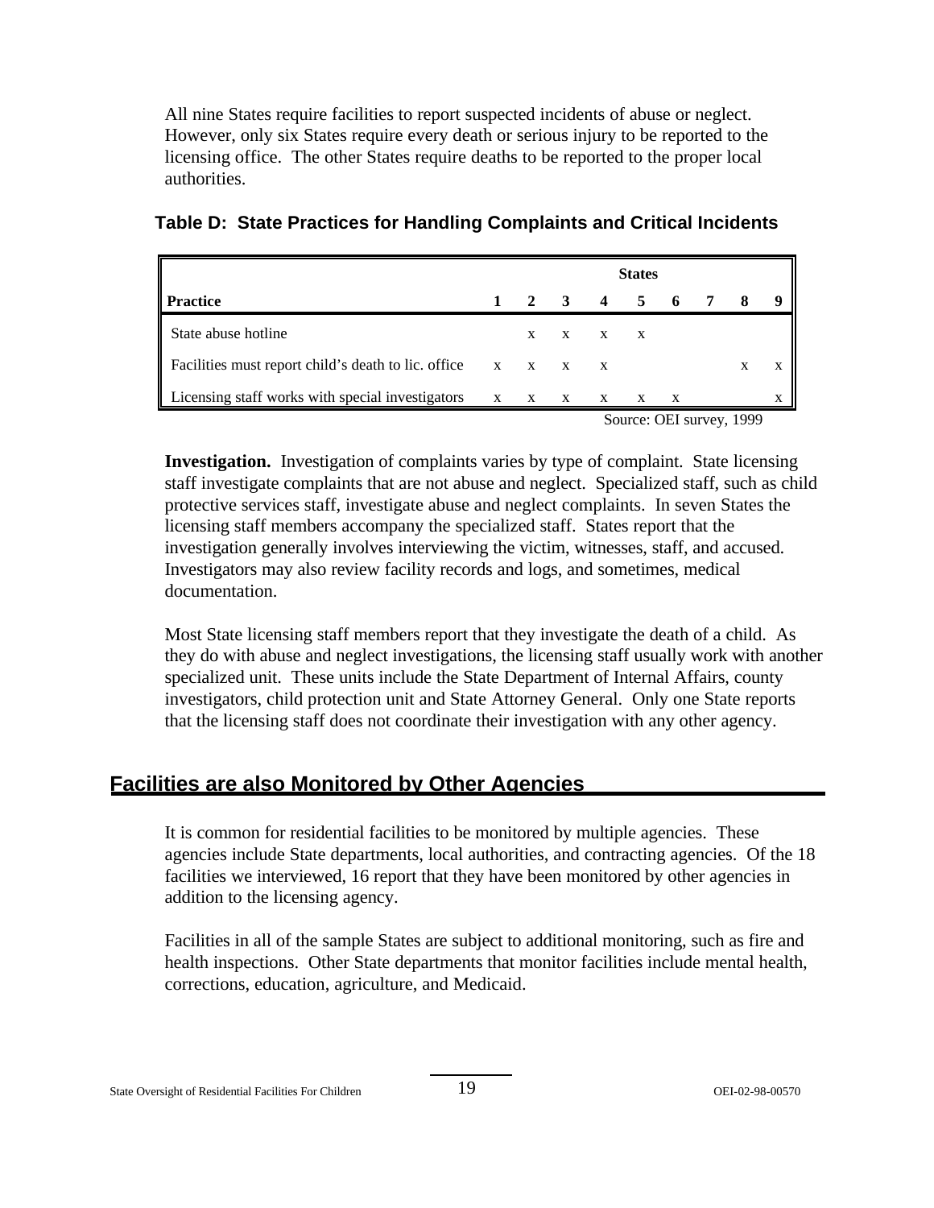All nine States require facilities to report suspected incidents of abuse or neglect. However, only six States require every death or serious injury to be reported to the licensing office. The other States require deaths to be reported to the proper local authorities.

**Table D: State Practices for Handling Complaints and Critical Incidents**

| | States | | | | | | | | |
|---|---|---|---|---|---|---|---|---|---|
| **Practice** | **1** | **2** | **3** | **4** | **5** | **6** | **7** | **8** | **9** |
| State abuse hotline | | x | x | x | x | | | | |
| Facilities must report child's death to lic. office | x | x | x | x | | | | x | x |
| Licensing staff works with special investigators | x | x | x | x | x | x | | | x |

Source: OEI survey, 1999

**Investigation.** Investigation of complaints varies by type of complaint. State licensing staff investigate complaints that are not abuse and neglect. Specialized staff, such as child protective services staff, investigate abuse and neglect complaints. In seven States the licensing staff members accompany the specialized staff. States report that the investigation generally involves interviewing the victim, witnesses, staff, and accused. Investigators may also review facility records and logs, and sometimes, medical documentation.

Most State licensing staff members report that they investigate the death of a child. As they do with abuse and neglect investigations, the licensing staff usually work with another specialized unit. These units include the State Department of Internal Affairs, county investigators, child protection unit and State Attorney General. Only one State reports that the licensing staff does not coordinate their investigation with any other agency.

## Facilities are also Monitored by Other Agencies

It is common for residential facilities to be monitored by multiple agencies. These agencies include State departments, local authorities, and contracting agencies. Of the 18 facilities we interviewed, 16 report that they have been monitored by other agencies in addition to the licensing agency.

Facilities in all of the sample States are subject to additional monitoring, such as fire and health inspections. Other State departments that monitor facilities include mental health, corrections, education, agriculture, and Medicaid.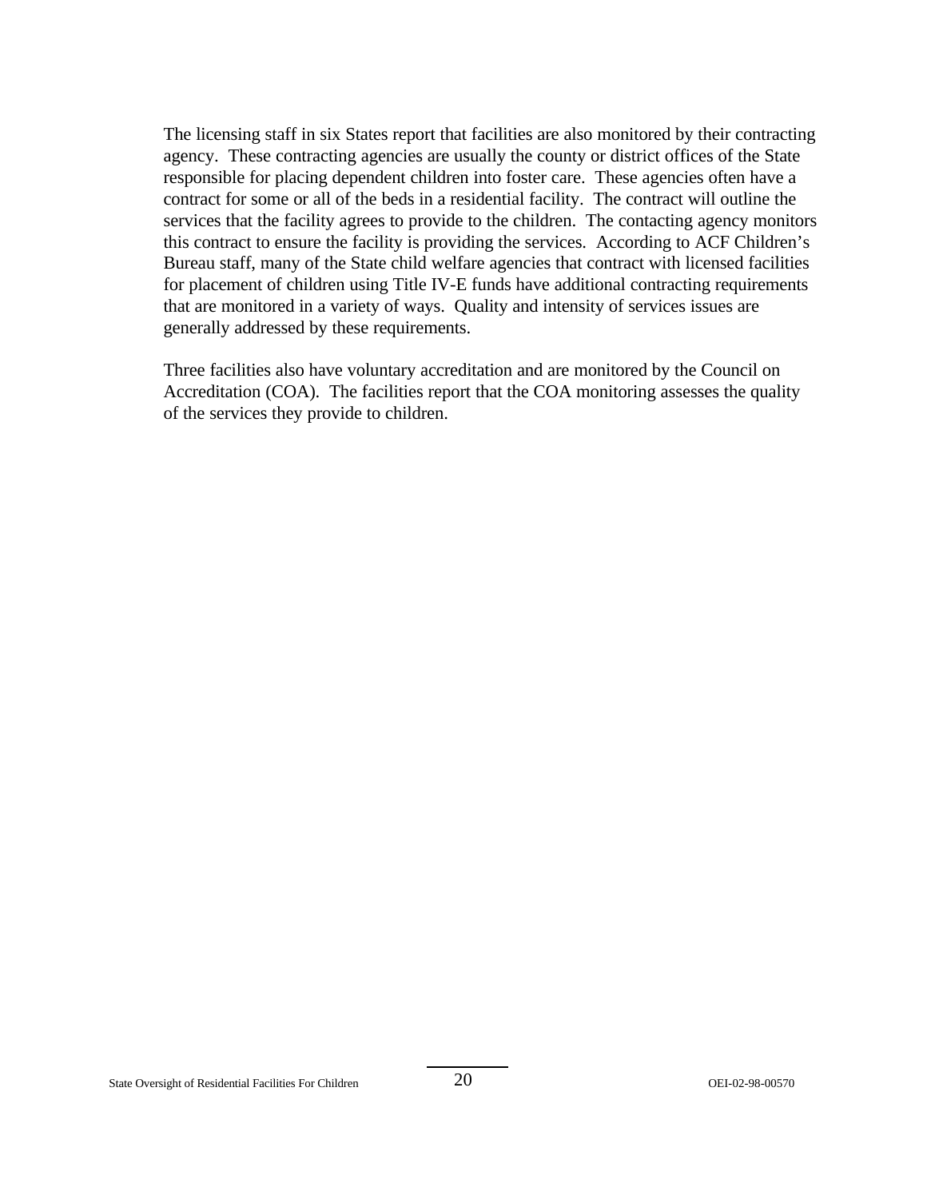The licensing staff in six States report that facilities are also monitored by their contracting agency. These contracting agencies are usually the county or district offices of the State responsible for placing dependent children into foster care. These agencies often have a contract for some or all of the beds in a residential facility. The contract will outline the services that the facility agrees to provide to the children. The contacting agency monitors this contract to ensure the facility is providing the services. According to ACF Children's Bureau staff, many of the State child welfare agencies that contract with licensed facilities for placement of children using Title IV-E funds have additional contracting requirements that are monitored in a variety of ways. Quality and intensity of services issues are generally addressed by these requirements.

Three facilities also have voluntary accreditation and are monitored by the Council on Accreditation (COA). The facilities report that the COA monitoring assesses the quality of the services they provide to children.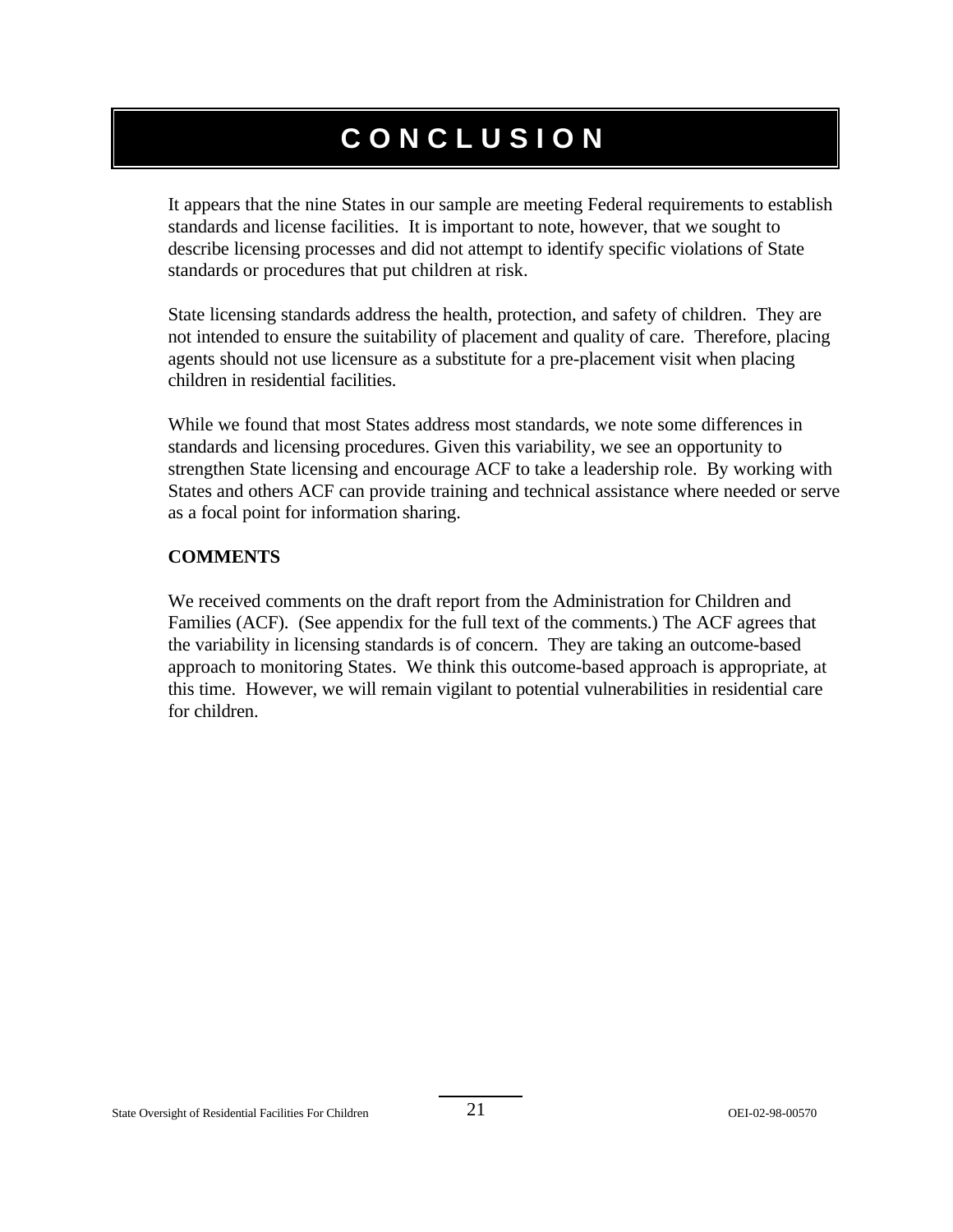# CONCLUSION

It appears that the nine States in our sample are meeting Federal requirements to establish standards and license facilities. It is important to note, however, that we sought to describe licensing processes and did not attempt to identify specific violations of State standards or procedures that put children at risk.

State licensing standards address the health, protection, and safety of children. They are not intended to ensure the suitability of placement and quality of care. Therefore, placing agents should not use licensure as a substitute for a pre-placement visit when placing children in residential facilities.

While we found that most States address most standards, we note some differences in standards and licensing procedures. Given this variability, we see an opportunity to strengthen State licensing and encourage ACF to take a leadership role. By working with States and others ACF can provide training and technical assistance where needed or serve as a focal point for information sharing.

**COMMENTS**

We received comments on the draft report from the Administration for Children and Families (ACF). (See appendix for the full text of the comments.) The ACF agrees that the variability in licensing standards is of concern. They are taking an outcome-based approach to monitoring States. We think this outcome-based approach is appropriate, at this time. However, we will remain vigilant to potential vulnerabilities in residential care for children.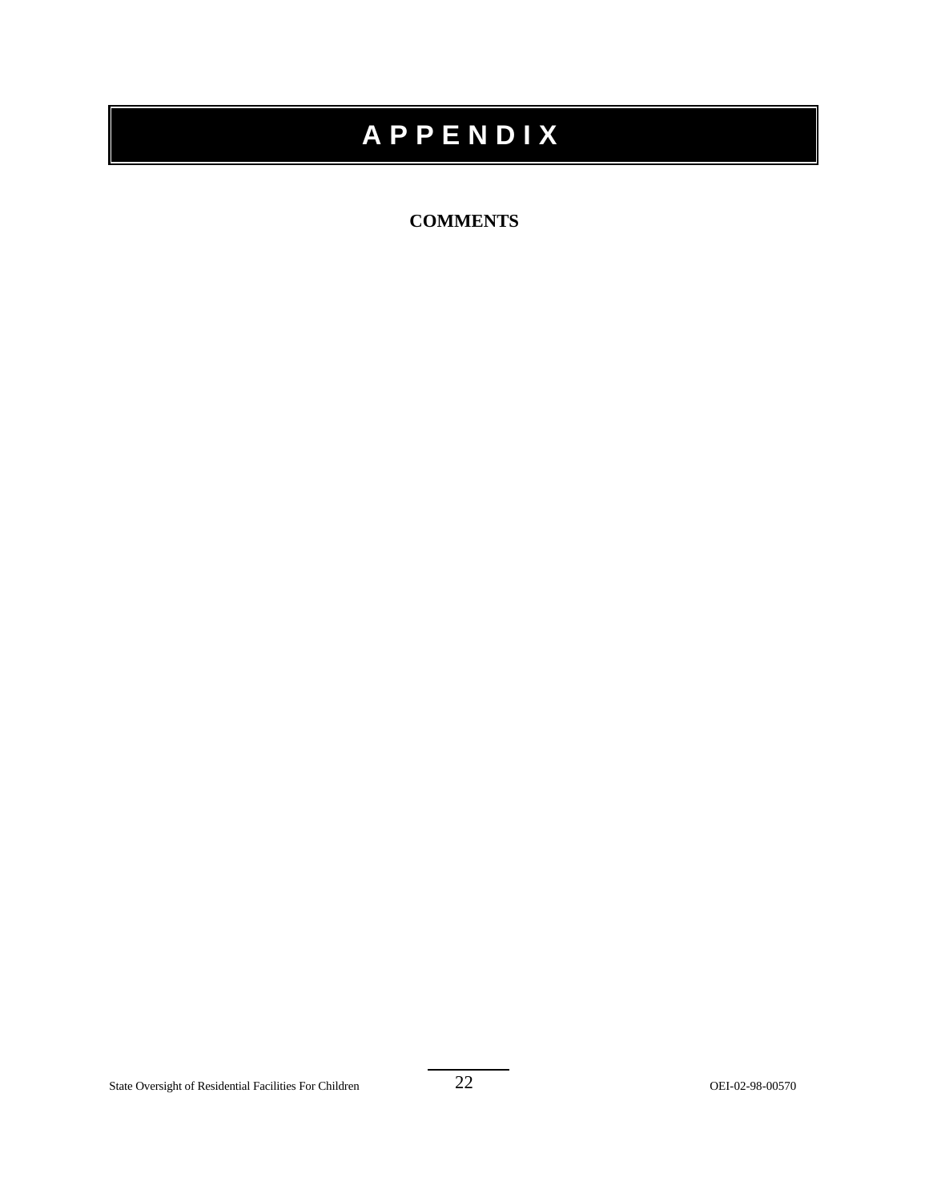# A P P E N D I X

**COMMENTS**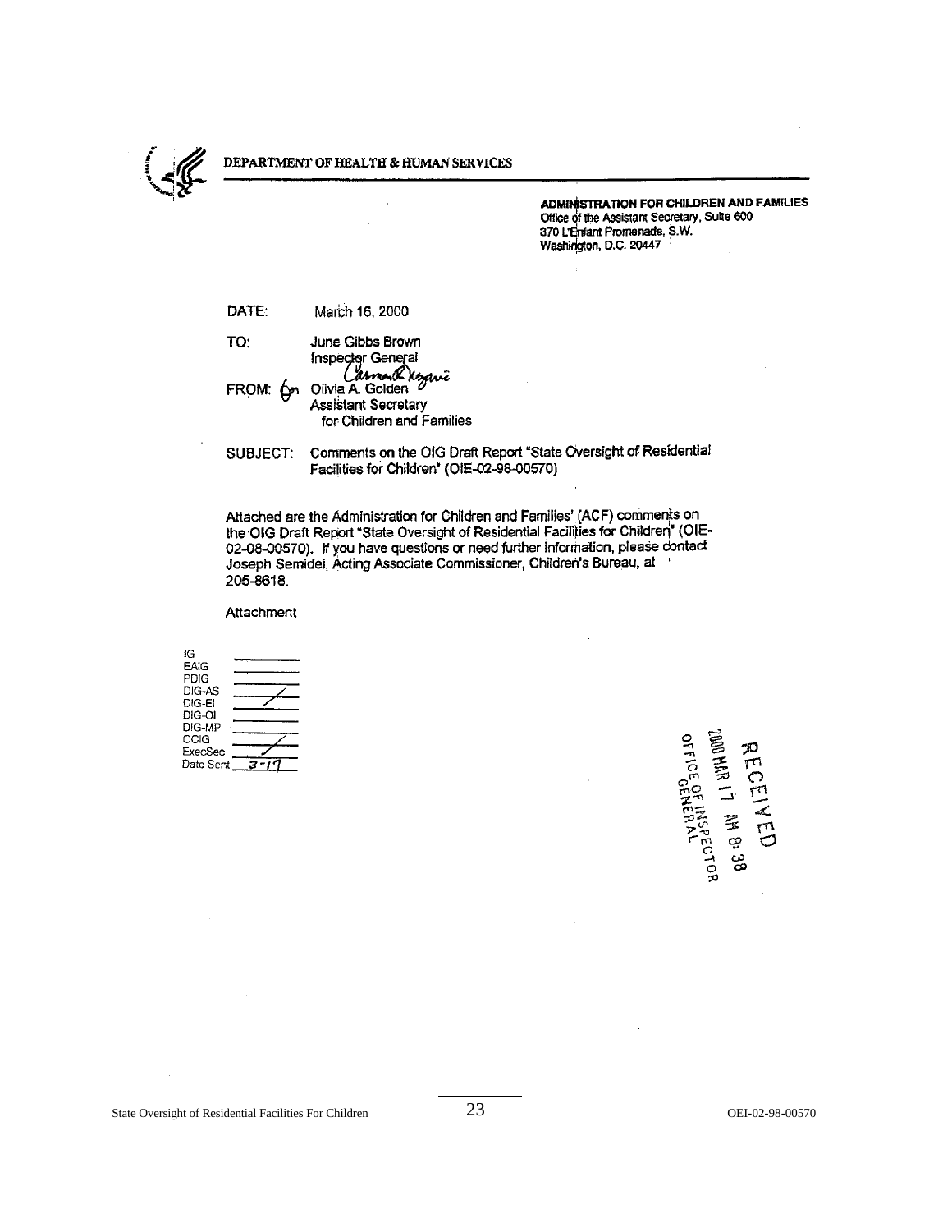DEPARTMENT OF HEALTH & HUMAN SERVICES

**ADMINISTRATION FOR CHILDREN AND FAMILIES**
Office of the Assistant Secretary, Suite 600
370 L'Enfant Promenade, S.W.
Washington, D.C. 20447

DATE: March 16, 2000

TO: June Gibbs Brown
Inspector General

FROM: Olivia A. Golden
Assistant Secretary
for Children and Families

SUBJECT: Comments on the OIG Draft Report "State Oversight of Residential Facilities for Children" (OIE-02-98-00570)

Attached are the Administration for Children and Families' (ACF) comments on the OIG Draft Report "State Oversight of Residential Facilities for Children" (OIE-02-08-00570). If you have questions or need further information, please contact Joseph Semidei, Acting Associate Commissioner, Children's Bureau, at 205-8618.

Attachment

| | |
|---|---|
| IG | |
| EAIG | |
| PDIG | |
| DIG-AS | ✓ |
| DIG-EI | |
| DIG-OI | |
| DIG-MP | |
| OCIG | ✓ |
| ExecSec | |
| Date Sent | 3-17 |

RECEIVED
2000 MAR 17 AM 8:38
OFFICE OF INSPECTOR GENERAL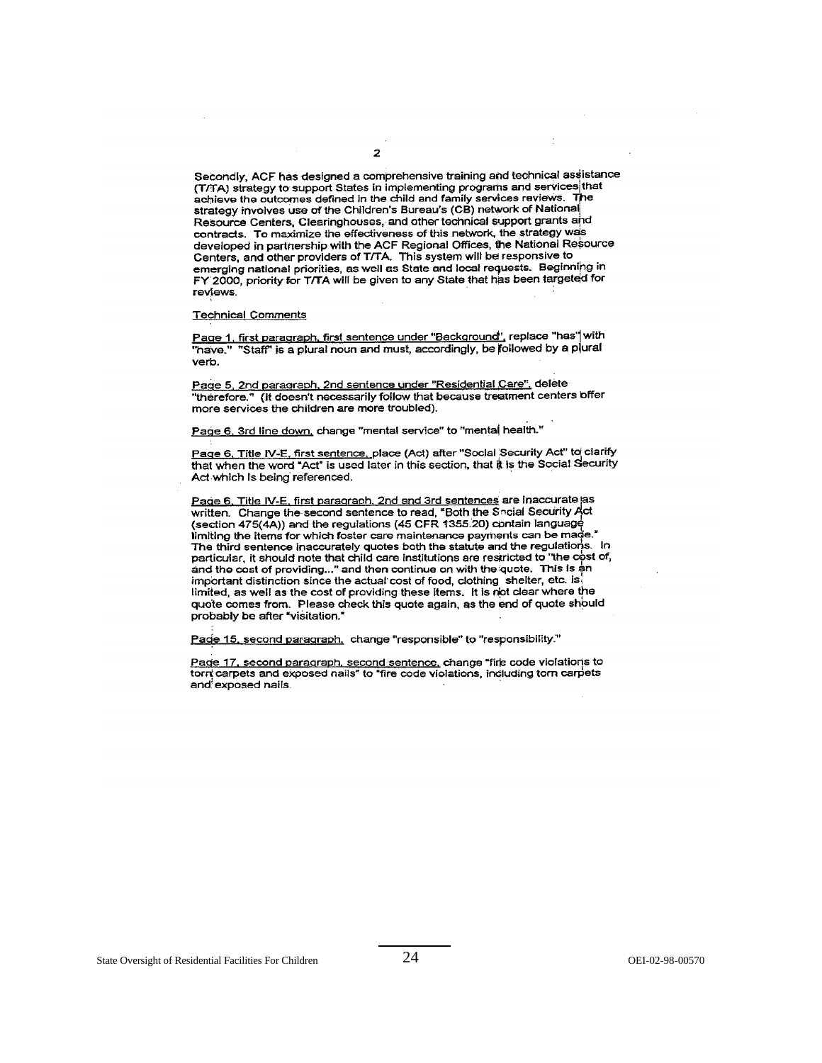Secondly, ACF has designed a comprehensive training and technical assistance (T/TA) strategy to support States in implementing programs and services that achieve the outcomes defined in the child and family services reviews. The strategy involves use of the Children's Bureau's (CB) network of National Resource Centers, Clearinghouses, and other technical support grants and contracts. To maximize the effectiveness of this network, the strategy was developed in partnership with the ACF Regional Offices, the National Resource Centers, and other providers of T/TA. This system will be responsive to emerging national priorities, as well as State and local requests. Beginning in FY 2000, priority for T/TA will be given to any State that has been targeted for reviews.

Technical Comments

Page 1, first paragraph, first sentence under "Background", replace "has" with "have." "Staff" is a plural noun and must, accordingly, be followed by a plural verb.

Page 5, 2nd paragraph, 2nd sentence under "Residential Care", delete "therefore." (It doesn't necessarily follow that because treatment centers offer more services the children are more troubled).

Page 6, 3rd line down, change "mental service" to "mental health."

Page 6, Title IV-E, first sentence, place (Act) after "Social Security Act" to clarify that when the word "Act" is used later in this section, that it is the Social Security Act which is being referenced.

Page 6, Title IV-E, first paragraph, 2nd and 3rd sentences are inaccurate as written. Change the second sentence to read, "Both the Social Security Act (section 475(4A)) and the regulations (45 CFR 1355.20) contain language limiting the items for which foster care maintenance payments can be made." The third sentence inaccurately quotes both the statute and the regulations. In particular, it should note that child care institutions are restricted to "the cost of, and the cost of providing..." and then continue on with the quote. This is an important distinction since the actual cost of food, clothing shelter, etc. is limited, as well as the cost of providing these items. It is not clear where the quote comes from. Please check this quote again, as the end of quote should probably be after "visitation."

Page 15, second paragraph, change "responsible" to "responsibility."

Page 17, second paragraph, second sentence, change "fire code violations to torn carpets and exposed nails" to "fire code violations, including torn carpets and exposed nails.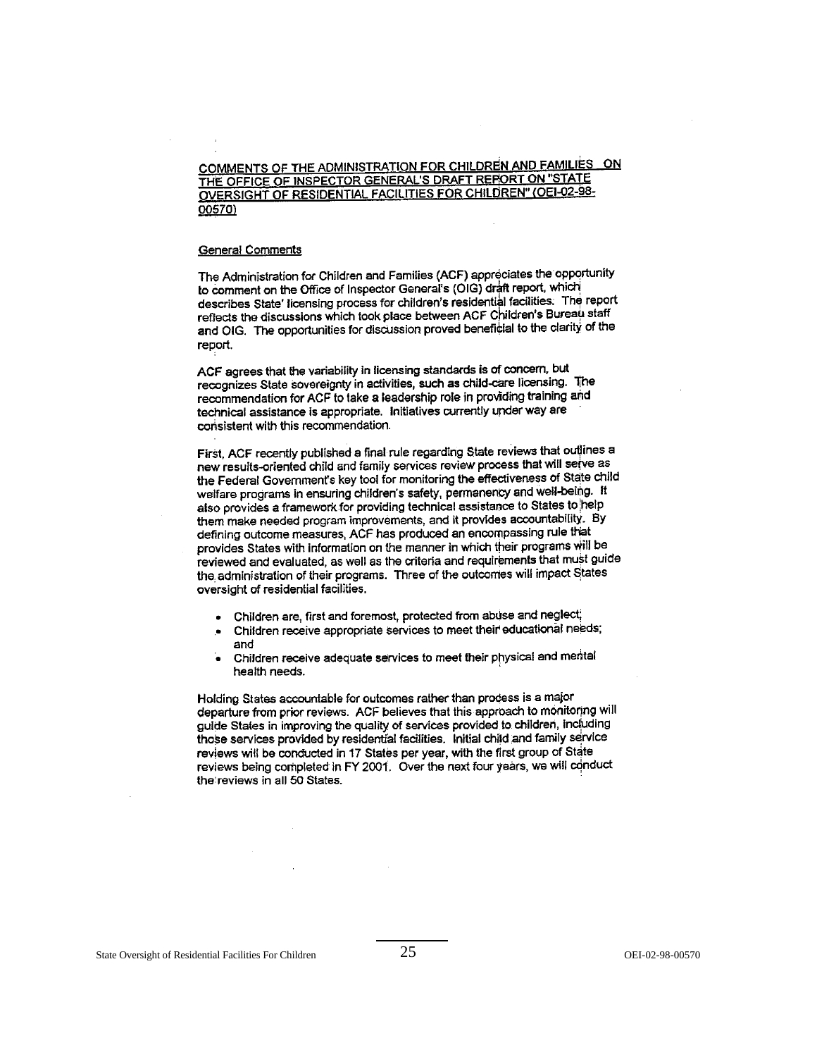## COMMENTS OF THE ADMINISTRATION FOR CHILDREN AND FAMILIES ON THE OFFICE OF INSPECTOR GENERAL'S DRAFT REPORT ON "STATE OVERSIGHT OF RESIDENTIAL FACILITIES FOR CHILDREN" (OEI-02-98-00570)

### General Comments

The Administration for Children and Families (ACF) appreciates the opportunity to comment on the Office of Inspector General's (OIG) draft report, which describes State' licensing process for children's residential facilities. The report reflects the discussions which took place between ACF Children's Bureau staff and OIG. The opportunities for discussion proved beneficial to the clarity of the report.

ACF agrees that the variability in licensing standards is of concern, but recognizes State sovereignty in activities, such as child-care licensing. The recommendation for ACF to take a leadership role in providing training and technical assistance is appropriate. Initiatives currently under way are consistent with this recommendation.

First, ACF recently published a final rule regarding State reviews that outlines a new results-oriented child and family services review process that will serve as the Federal Government's key tool for monitoring the effectiveness of State child welfare programs in ensuring children's safety, permanency and well-being. It also provides a framework for providing technical assistance to States to help them make needed program improvements, and it provides accountability. By defining outcome measures, ACF has produced an encompassing rule that provides States with information on the manner in which their programs will be reviewed and evaluated, as well as the criteria and requirements that must guide the administration of their programs. Three of the outcomes will impact States oversight of residential facilities.

- Children are, first and foremost, protected from abuse and neglect;
- Children receive appropriate services to meet their educational needs; and
- Children receive adequate services to meet their physical and mental health needs.

Holding States accountable for outcomes rather than process is a major departure from prior reviews. ACF believes that this approach to monitoring will guide States in improving the quality of services provided to children, including those services provided by residential facilities. Initial child and family service reviews will be conducted in 17 States per year, with the first group of State reviews being completed in FY 2001. Over the next four years, we will conduct the reviews in all 50 States.